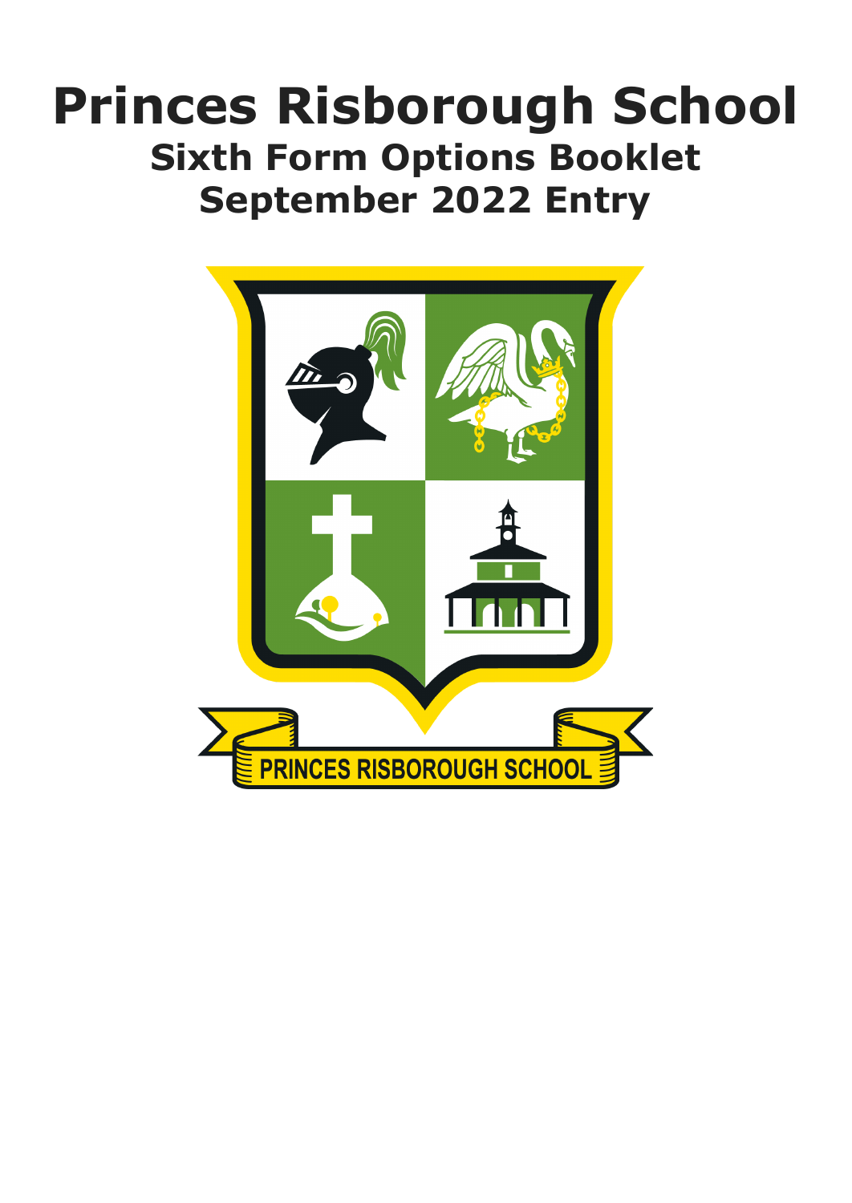# Princes Risborough School

## Sixth Form Options Booklet

## September 2022 Entry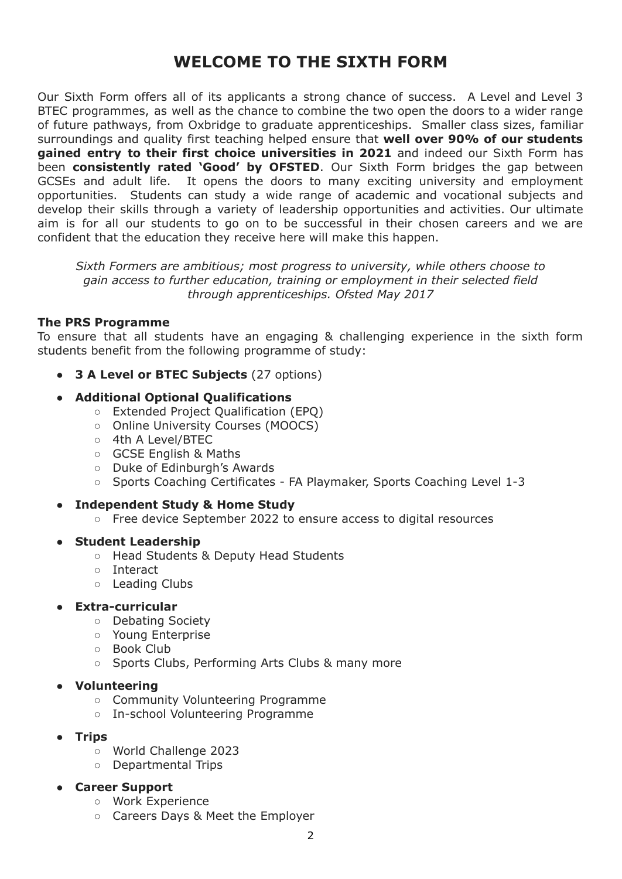# WELCOME TO THE SIXTH FORM

Our Sixth Form offers all of its applicants a strong chance of success. A Level and Level 3 BTEC programmes, as well as the chance to combine the two open the doors to a wider range of future pathways, from Oxbridge to graduate apprenticeships. Smaller class sizes, familiar surroundings and quality first teaching helped ensure that **well over 90% of our students gained entry to their first choice universities in 2021** and indeed our Sixth Form has been **consistently rated 'Good' by OFSTED**. Our Sixth Form bridges the gap between GCSEs and adult life. It opens the doors to many exciting university and employment opportunities. Students can study a wide range of academic and vocational subjects and develop their skills through a variety of leadership opportunities and activities. Our ultimate aim is for all our students to go on to be successful in their chosen careers and we are confident that the education they receive here will make this happen.

*Sixth Formers are ambitious; most progress to university, while others choose to gain access to further education, training or employment in their selected field through apprenticeships. Ofsted May 2017*

**The PRS Programme**

To ensure that all students have an engaging & challenging experience in the sixth form students benefit from the following programme of study:

- **3 A Level or BTEC Subjects** (27 options)
- **Additional Optional Qualifications**
  - Extended Project Qualification (EPQ)
  - Online University Courses (MOOCS)
  - 4th A Level/BTEC
  - GCSE English & Maths
  - Duke of Edinburgh's Awards
  - Sports Coaching Certificates - FA Playmaker, Sports Coaching Level 1-3
- **Independent Study & Home Study**
  - Free device September 2022 to ensure access to digital resources
- **Student Leadership**
  - Head Students & Deputy Head Students
  - Interact
  - Leading Clubs
- **Extra-curricular**
  - Debating Society
  - Young Enterprise
  - Book Club
  - Sports Clubs, Performing Arts Clubs & many more
- **Volunteering**
  - Community Volunteering Programme
  - In-school Volunteering Programme
- **Trips**
  - World Challenge 2023
  - Departmental Trips
- **Career Support**
  - Work Experience
  - Careers Days & Meet the Employer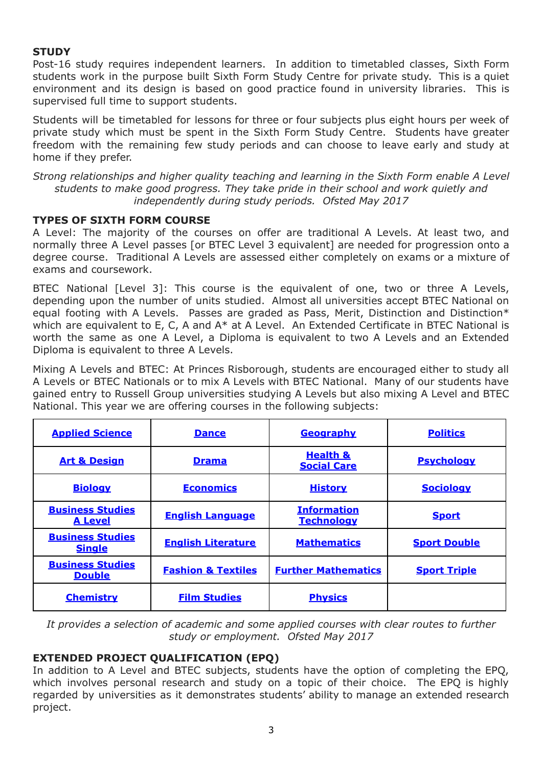## STUDY

Post-16 study requires independent learners. In addition to timetabled classes, Sixth Form students work in the purpose built Sixth Form Study Centre for private study. This is a quiet environment and its design is based on good practice found in university libraries. This is supervised full time to support students.

Students will be timetabled for lessons for three or four subjects plus eight hours per week of private study which must be spent in the Sixth Form Study Centre. Students have greater freedom with the remaining few study periods and can choose to leave early and study at home if they prefer.

*Strong relationships and higher quality teaching and learning in the Sixth Form enable A Level students to make good progress. They take pride in their school and work quietly and independently during study periods. Ofsted May 2017*

## TYPES OF SIXTH FORM COURSE

A Level: The majority of the courses on offer are traditional A Levels. At least two, and normally three A Level passes [or BTEC Level 3 equivalent] are needed for progression onto a degree course. Traditional A Levels are assessed either completely on exams or a mixture of exams and coursework.

BTEC National [Level 3]: This course is the equivalent of one, two or three A Levels, depending upon the number of units studied. Almost all universities accept BTEC National on equal footing with A Levels. Passes are graded as Pass, Merit, Distinction and Distinction* which are equivalent to E, C, A and A* at A Level. An Extended Certificate in BTEC National is worth the same as one A Level, a Diploma is equivalent to two A Levels and an Extended Diploma is equivalent to three A Levels.

Mixing A Levels and BTEC: At Princes Risborough, students are encouraged either to study all A Levels or BTEC Nationals or to mix A Levels with BTEC National. Many of our students have gained entry to Russell Group universities studying A Levels but also mixing A Level and BTEC National. This year we are offering courses in the following subjects:

| | | | |
|---|---|---|---|
| **Applied Science** | **Dance** | **Geography** | **Politics** |
| **Art & Design** | **Drama** | **Health & Social Care** | **Psychology** |
| **Biology** | **Economics** | **History** | **Sociology** |
| **Business Studies A Level** | **English Language** | **Information Technology** | **Sport** |
| **Business Studies Single** | **English Literature** | **Mathematics** | **Sport Double** |
| **Business Studies Double** | **Fashion & Textiles** | **Further Mathematics** | **Sport Triple** |
| **Chemistry** | **Film Studies** | **Physics** | |

*It provides a selection of academic and some applied courses with clear routes to further study or employment. Ofsted May 2017*

## EXTENDED PROJECT QUALIFICATION (EPQ)

In addition to A Level and BTEC subjects, students have the option of completing the EPQ, which involves personal research and study on a topic of their choice. The EPQ is highly regarded by universities as it demonstrates students' ability to manage an extended research project.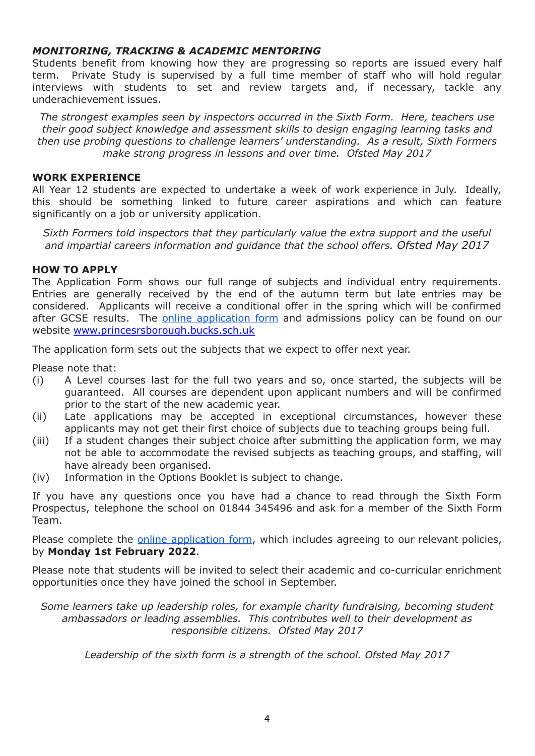### *MONITORING, TRACKING & ACADEMIC MENTORING*

Students benefit from knowing how they are progressing so reports are issued every half term. Private Study is supervised by a full time member of staff who will hold regular interviews with students to set and review targets and, if necessary, tackle any underachievement issues.

*The strongest examples seen by inspectors occurred in the Sixth Form. Here, teachers use their good subject knowledge and assessment skills to design engaging learning tasks and then use probing questions to challenge learners' understanding. As a result, Sixth Formers make strong progress in lessons and over time. Ofsted May 2017*

### WORK EXPERIENCE

All Year 12 students are expected to undertake a week of work experience in July. Ideally, this should be something linked to future career aspirations and which can feature significantly on a job or university application.

*Sixth Formers told inspectors that they particularly value the extra support and the useful and impartial careers information and guidance that the school offers. Ofsted May 2017*

### HOW TO APPLY

The Application Form shows our full range of subjects and individual entry requirements. Entries are generally received by the end of the autumn term but late entries may be considered. Applicants will receive a conditional offer in the spring which will be confirmed after GCSE results. The online application form and admissions policy can be found on our website www.princesrsborough.bucks.sch.uk

The application form sets out the subjects that we expect to offer next year.

Please note that:

(i) A Level courses last for the full two years and so, once started, the subjects will be guaranteed. All courses are dependent upon applicant numbers and will be confirmed prior to the start of the new academic year.

(ii) Late applications may be accepted in exceptional circumstances, however these applicants may not get their first choice of subjects due to teaching groups being full.

(iii) If a student changes their subject choice after submitting the application form, we may not be able to accommodate the revised subjects as teaching groups, and staffing, will have already been organised.

(iv) Information in the Options Booklet is subject to change.

If you have any questions once you have had a chance to read through the Sixth Form Prospectus, telephone the school on 01844 345496 and ask for a member of the Sixth Form Team.

Please complete the online application form, which includes agreeing to our relevant policies, by **Monday 1st February 2022**.

Please note that students will be invited to select their academic and co-curricular enrichment opportunities once they have joined the school in September.

*Some learners take up leadership roles, for example charity fundraising, becoming student ambassadors or leading assemblies. This contributes well to their development as responsible citizens. Ofsted May 2017*

*Leadership of the sixth form is a strength of the school. Ofsted May 2017*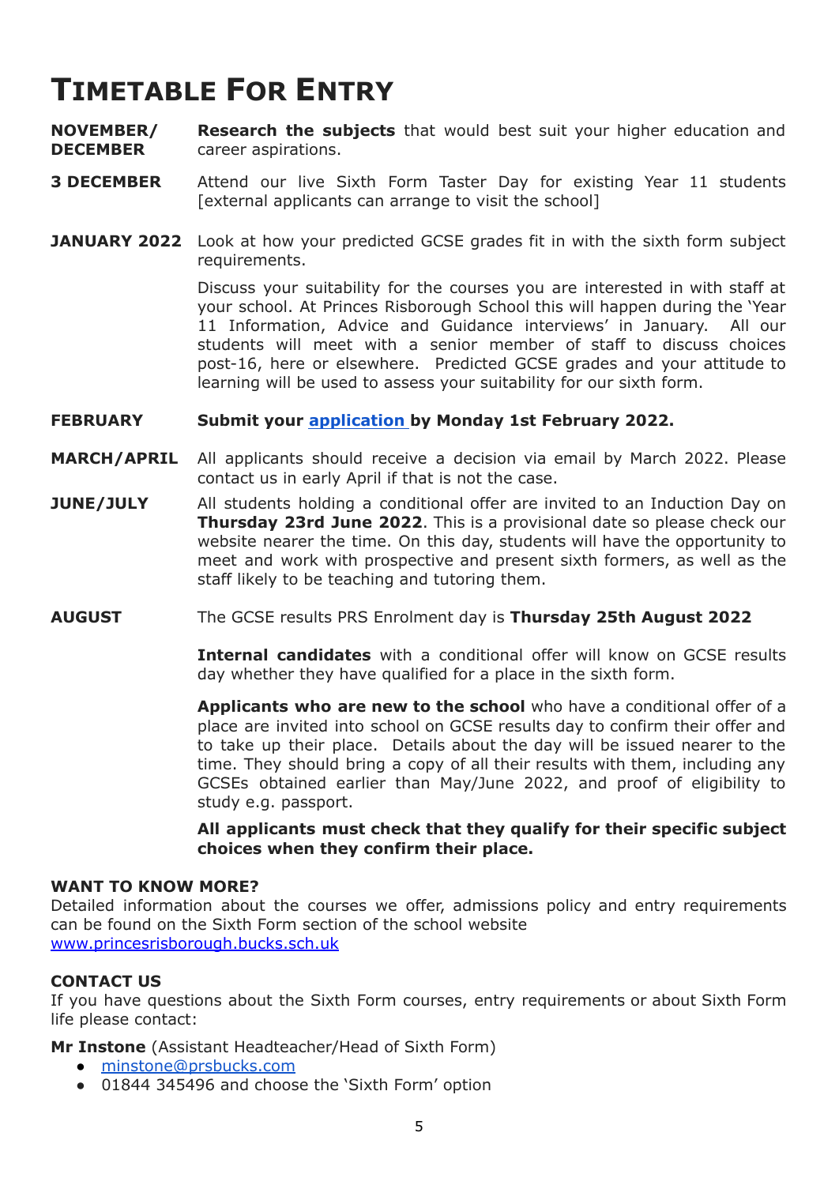# TIMETABLE FOR ENTRY

**NOVEMBER/ DECEMBER** — **Research the subjects** that would best suit your higher education and career aspirations.

**3 DECEMBER** — Attend our live Sixth Form Taster Day for existing Year 11 students [external applicants can arrange to visit the school]

**JANUARY 2022** — Look at how your predicted GCSE grades fit in with the sixth form subject requirements.

Discuss your suitability for the courses you are interested in with staff at your school. At Princes Risborough School this will happen during the 'Year 11 Information, Advice and Guidance interviews' in January. All our students will meet with a senior member of staff to discuss choices post-16, here or elsewhere. Predicted GCSE grades and your attitude to learning will be used to assess your suitability for our sixth form.

**FEBRUARY** — **Submit your application by Monday 1st February 2022.**

**MARCH/APRIL** — All applicants should receive a decision via email by March 2022. Please contact us in early April if that is not the case.

**JUNE/JULY** — All students holding a conditional offer are invited to an Induction Day on **Thursday 23rd June 2022**. This is a provisional date so please check our website nearer the time. On this day, students will have the opportunity to meet and work with prospective and present sixth formers, as well as the staff likely to be teaching and tutoring them.

**AUGUST** — The GCSE results PRS Enrolment day is **Thursday 25th August 2022**

**Internal candidates** with a conditional offer will know on GCSE results day whether they have qualified for a place in the sixth form.

**Applicants who are new to the school** who have a conditional offer of a place are invited into school on GCSE results day to confirm their offer and to take up their place. Details about the day will be issued nearer to the time. They should bring a copy of all their results with them, including any GCSEs obtained earlier than May/June 2022, and proof of eligibility to study e.g. passport.

**All applicants must check that they qualify for their specific subject choices when they confirm their place.**

### WANT TO KNOW MORE?

Detailed information about the courses we offer, admissions policy and entry requirements can be found on the Sixth Form section of the school website www.princesrisborough.bucks.sch.uk

### CONTACT US

If you have questions about the Sixth Form courses, entry requirements or about Sixth Form life please contact:

**Mr Instone** (Assistant Headteacher/Head of Sixth Form)

- minstone@prsbucks.com
- 01844 345496 and choose the 'Sixth Form' option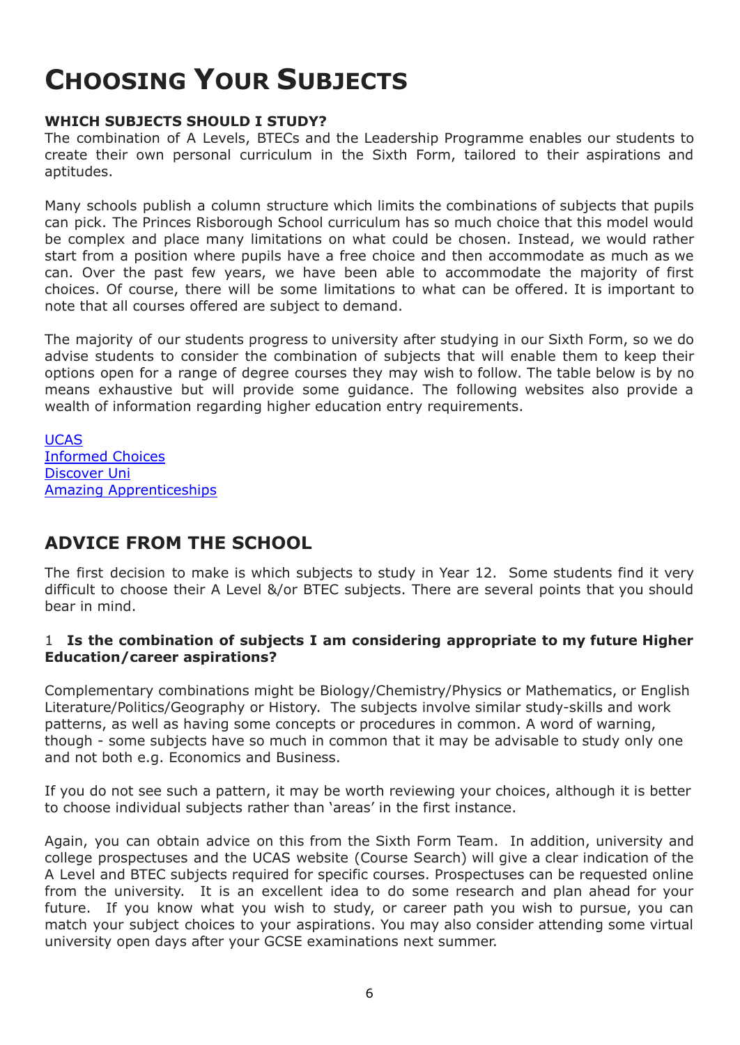# Choosing Your Subjects

**WHICH SUBJECTS SHOULD I STUDY?**

The combination of A Levels, BTECs and the Leadership Programme enables our students to create their own personal curriculum in the Sixth Form, tailored to their aspirations and aptitudes.

Many schools publish a column structure which limits the combinations of subjects that pupils can pick. The Princes Risborough School curriculum has so much choice that this model would be complex and place many limitations on what could be chosen. Instead, we would rather start from a position where pupils have a free choice and then accommodate as much as we can. Over the past few years, we have been able to accommodate the majority of first choices. Of course, there will be some limitations to what can be offered. It is important to note that all courses offered are subject to demand.

The majority of our students progress to university after studying in our Sixth Form, so we do advise students to consider the combination of subjects that will enable them to keep their options open for a range of degree courses they may wish to follow. The table below is by no means exhaustive but will provide some guidance. The following websites also provide a wealth of information regarding higher education entry requirements.

UCAS
Informed Choices
Discover Uni
Amazing Apprenticeships

## ADVICE FROM THE SCHOOL

The first decision to make is which subjects to study in Year 12. Some students find it very difficult to choose their A Level &/or BTEC subjects. There are several points that you should bear in mind.

1 **Is the combination of subjects I am considering appropriate to my future Higher Education/career aspirations?**

Complementary combinations might be Biology/Chemistry/Physics or Mathematics, or English Literature/Politics/Geography or History. The subjects involve similar study-skills and work patterns, as well as having some concepts or procedures in common. A word of warning, though - some subjects have so much in common that it may be advisable to study only one and not both e.g. Economics and Business.

If you do not see such a pattern, it may be worth reviewing your choices, although it is better to choose individual subjects rather than 'areas' in the first instance.

Again, you can obtain advice on this from the Sixth Form Team. In addition, university and college prospectuses and the UCAS website (Course Search) will give a clear indication of the A Level and BTEC subjects required for specific courses. Prospectuses can be requested online from the university. It is an excellent idea to do some research and plan ahead for your future. If you know what you wish to study, or career path you wish to pursue, you can match your subject choices to your aspirations. You may also consider attending some virtual university open days after your GCSE examinations next summer.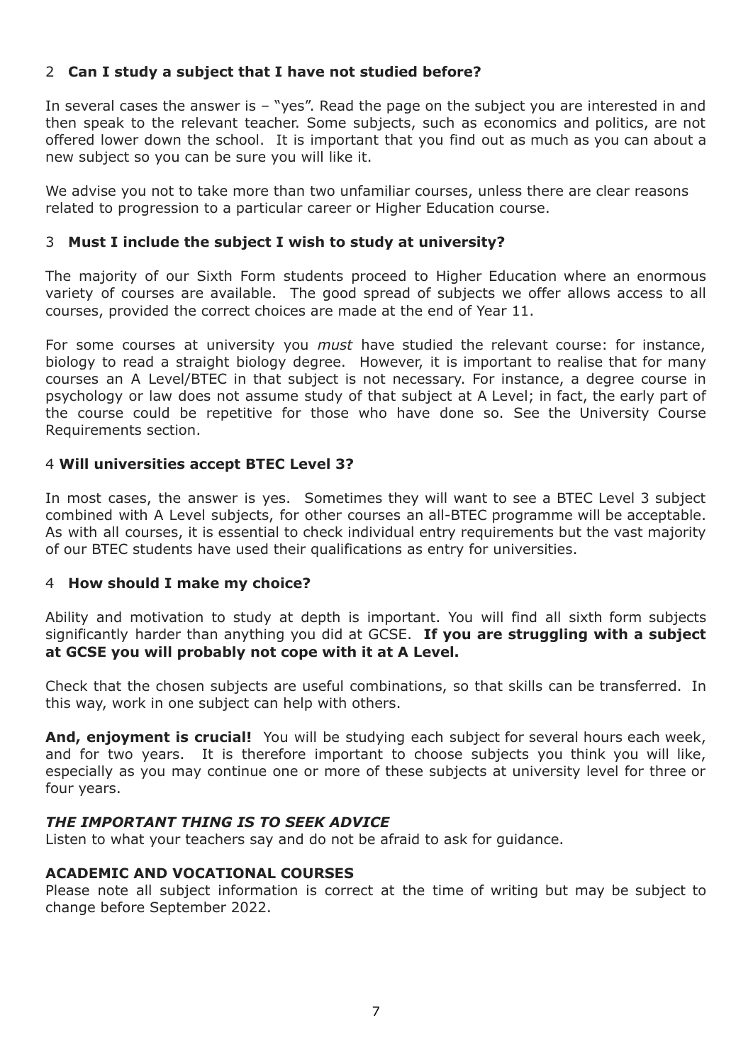### 2 Can I study a subject that I have not studied before?

In several cases the answer is – "yes". Read the page on the subject you are interested in and then speak to the relevant teacher. Some subjects, such as economics and politics, are not offered lower down the school. It is important that you find out as much as you can about a new subject so you can be sure you will like it.

We advise you not to take more than two unfamiliar courses, unless there are clear reasons related to progression to a particular career or Higher Education course.

### 3 Must I include the subject I wish to study at university?

The majority of our Sixth Form students proceed to Higher Education where an enormous variety of courses are available. The good spread of subjects we offer allows access to all courses, provided the correct choices are made at the end of Year 11.

For some courses at university you *must* have studied the relevant course: for instance, biology to read a straight biology degree. However, it is important to realise that for many courses an A Level/BTEC in that subject is not necessary. For instance, a degree course in psychology or law does not assume study of that subject at A Level; in fact, the early part of the course could be repetitive for those who have done so. See the University Course Requirements section.

### 4 Will universities accept BTEC Level 3?

In most cases, the answer is yes. Sometimes they will want to see a BTEC Level 3 subject combined with A Level subjects, for other courses an all-BTEC programme will be acceptable. As with all courses, it is essential to check individual entry requirements but the vast majority of our BTEC students have used their qualifications as entry for universities.

### 4 How should I make my choice?

Ability and motivation to study at depth is important. You will find all sixth form subjects significantly harder than anything you did at GCSE. **If you are struggling with a subject at GCSE you will probably not cope with it at A Level.**

Check that the chosen subjects are useful combinations, so that skills can be transferred. In this way, work in one subject can help with others.

**And, enjoyment is crucial!** You will be studying each subject for several hours each week, and for two years. It is therefore important to choose subjects you think you will like, especially as you may continue one or more of these subjects at university level for three or four years.

### *THE IMPORTANT THING IS TO SEEK ADVICE*

Listen to what your teachers say and do not be afraid to ask for guidance.

### ACADEMIC AND VOCATIONAL COURSES

Please note all subject information is correct at the time of writing but may be subject to change before September 2022.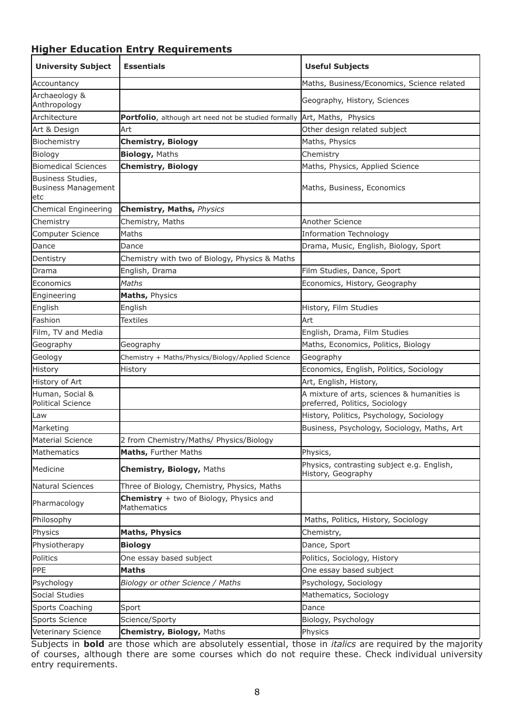## Higher Education Entry Requirements

| University Subject | Essentials | Useful Subjects |
|---|---|---|
| Accountancy | | Maths, Business/Economics, Science related |
| Archaeology & Anthropology | | Geography, History, Sciences |
| Architecture | **Portfolio**, although art need not be studied formally | Art, Maths, Physics |
| Art & Design | Art | Other design related subject |
| Biochemistry | **Chemistry, Biology** | Maths, Physics |
| Biology | **Biology,** Maths | Chemistry |
| Biomedical Sciences | **Chemistry, Biology** | Maths, Physics, Applied Science |
| Business Studies, Business Management etc | | Maths, Business, Economics |
| Chemical Engineering | **Chemistry, Maths,** *Physics* | |
| Chemistry | Chemistry, Maths | Another Science |
| Computer Science | Maths | Information Technology |
| Dance | Dance | Drama, Music, English, Biology, Sport |
| Dentistry | Chemistry with two of Biology, Physics & Maths | |
| Drama | English, Drama | Film Studies, Dance, Sport |
| Economics | *Maths* | Economics, History, Geography |
| Engineering | **Maths,** Physics | |
| English | English | History, Film Studies |
| Fashion | Textiles | Art |
| Film, TV and Media | | English, Drama, Film Studies |
| Geography | Geography | Maths, Economics, Politics, Biology |
| Geology | Chemistry + Maths/Physics/Biology/Applied Science | Geography |
| History | History | Economics, English, Politics, Sociology |
| History of Art | | Art, English, History, |
| Human, Social & Political Science | | A mixture of arts, sciences & humanities is preferred, Politics, Sociology |
| Law | | History, Politics, Psychology, Sociology |
| Marketing | | Business, Psychology, Sociology, Maths, Art |
| Material Science | 2 from Chemistry/Maths/ Physics/Biology | |
| Mathematics | **Maths,** Further Maths | Physics, |
| Medicine | **Chemistry, Biology,** Maths | Physics, contrasting subject e.g. English, History, Geography |
| Natural Sciences | Three of Biology, Chemistry, Physics, Maths | |
| Pharmacology | **Chemistry** + two of Biology, Physics and Mathematics | |
| Philosophy | | Maths, Politics, History, Sociology |
| Physics | **Maths, Physics** | Chemistry, |
| Physiotherapy | **Biology** | Dance, Sport |
| Politics | One essay based subject | Politics, Sociology, History |
| PPE | **Maths** | One essay based subject |
| Psychology | *Biology or other Science / Maths* | Psychology, Sociology |
| Social Studies | | Mathematics, Sociology |
| Sports Coaching | Sport | Dance |
| Sports Science | Science/Sporty | Biology, Psychology |
| Veterinary Science | **Chemistry, Biology,** Maths | Physics |

Subjects in **bold** are those which are absolutely essential, those in *italics* are required by the majority of courses, although there are some courses which do not require these. Check individual university entry requirements.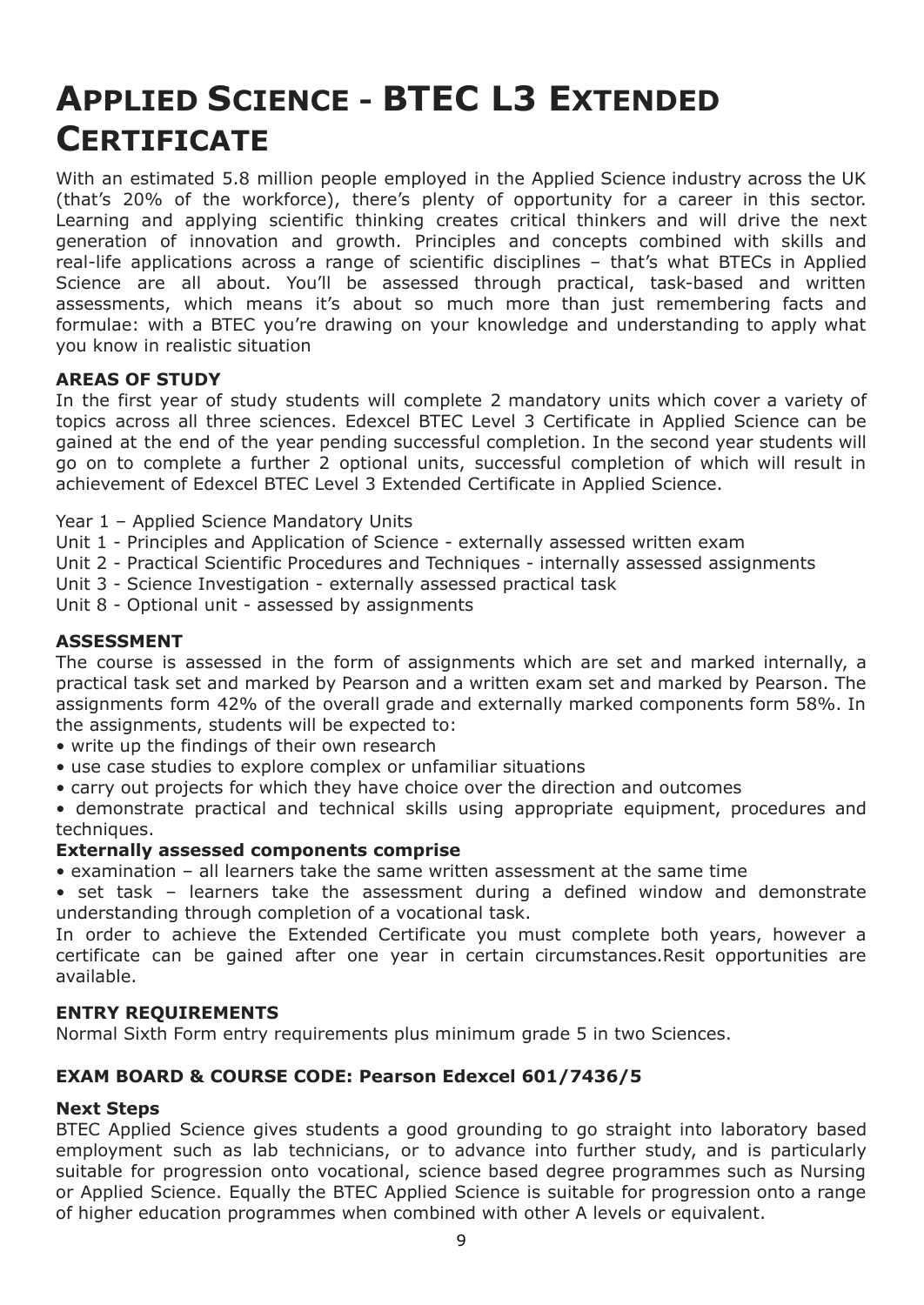# Applied Science - BTEC L3 Extended Certificate

With an estimated 5.8 million people employed in the Applied Science industry across the UK (that's 20% of the workforce), there's plenty of opportunity for a career in this sector. Learning and applying scientific thinking creates critical thinkers and will drive the next generation of innovation and growth. Principles and concepts combined with skills and real-life applications across a range of scientific disciplines – that's what BTECs in Applied Science are all about. You'll be assessed through practical, task-based and written assessments, which means it's about so much more than just remembering facts and formulae: with a BTEC you're drawing on your knowledge and understanding to apply what you know in realistic situation

**AREAS OF STUDY**

In the first year of study students will complete 2 mandatory units which cover a variety of topics across all three sciences. Edexcel BTEC Level 3 Certificate in Applied Science can be gained at the end of the year pending successful completion. In the second year students will go on to complete a further 2 optional units, successful completion of which will result in achievement of Edexcel BTEC Level 3 Extended Certificate in Applied Science.

Year 1 – Applied Science Mandatory Units
Unit 1 - Principles and Application of Science - externally assessed written exam
Unit 2 - Practical Scientific Procedures and Techniques - internally assessed assignments
Unit 3 - Science Investigation - externally assessed practical task
Unit 8 - Optional unit - assessed by assignments

**ASSESSMENT**

The course is assessed in the form of assignments which are set and marked internally, a practical task set and marked by Pearson and a written exam set and marked by Pearson. The assignments form 42% of the overall grade and externally marked components form 58%. In the assignments, students will be expected to:

- write up the findings of their own research
- use case studies to explore complex or unfamiliar situations
- carry out projects for which they have choice over the direction and outcomes
- demonstrate practical and technical skills using appropriate equipment, procedures and techniques.

**Externally assessed components comprise**

- examination – all learners take the same written assessment at the same time
- set task – learners take the assessment during a defined window and demonstrate understanding through completion of a vocational task.

In order to achieve the Extended Certificate you must complete both years, however a certificate can be gained after one year in certain circumstances.Resit opportunities are available.

**ENTRY REQUIREMENTS**

Normal Sixth Form entry requirements plus minimum grade 5 in two Sciences.

**EXAM BOARD & COURSE CODE: Pearson Edexcel 601/7436/5**

**Next Steps**

BTEC Applied Science gives students a good grounding to go straight into laboratory based employment such as lab technicians, or to advance into further study, and is particularly suitable for progression onto vocational, science based degree programmes such as Nursing or Applied Science. Equally the BTEC Applied Science is suitable for progression onto a range of higher education programmes when combined with other A levels or equivalent.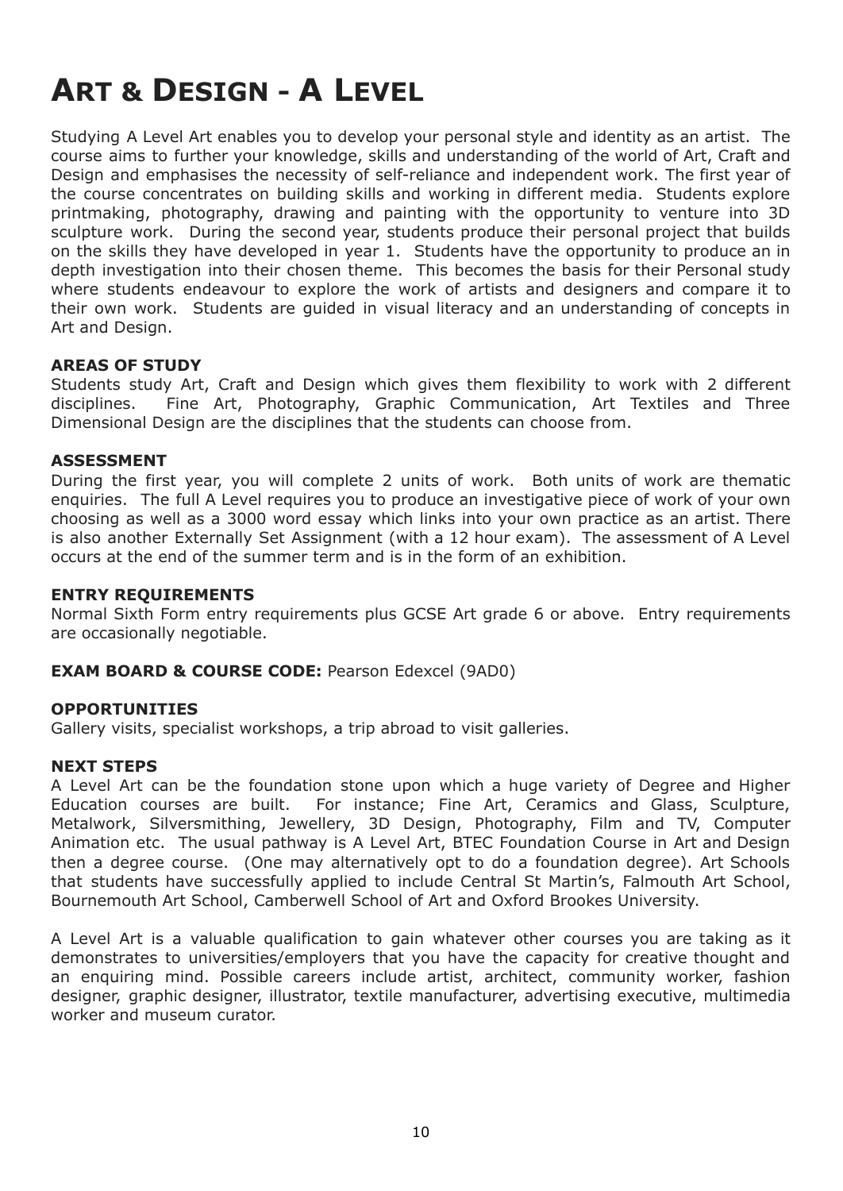# Art & Design - A Level

Studying A Level Art enables you to develop your personal style and identity as an artist. The course aims to further your knowledge, skills and understanding of the world of Art, Craft and Design and emphasises the necessity of self-reliance and independent work. The first year of the course concentrates on building skills and working in different media. Students explore printmaking, photography, drawing and painting with the opportunity to venture into 3D sculpture work. During the second year, students produce their personal project that builds on the skills they have developed in year 1. Students have the opportunity to produce an in depth investigation into their chosen theme. This becomes the basis for their Personal study where students endeavour to explore the work of artists and designers and compare it to their own work. Students are guided in visual literacy and an understanding of concepts in Art and Design.

**AREAS OF STUDY**

Students study Art, Craft and Design which gives them flexibility to work with 2 different disciplines. Fine Art, Photography, Graphic Communication, Art Textiles and Three Dimensional Design are the disciplines that the students can choose from.

**ASSESSMENT**

During the first year, you will complete 2 units of work. Both units of work are thematic enquiries. The full A Level requires you to produce an investigative piece of work of your own choosing as well as a 3000 word essay which links into your own practice as an artist. There is also another Externally Set Assignment (with a 12 hour exam). The assessment of A Level occurs at the end of the summer term and is in the form of an exhibition.

**ENTRY REQUIREMENTS**

Normal Sixth Form entry requirements plus GCSE Art grade 6 or above. Entry requirements are occasionally negotiable.

**EXAM BOARD & COURSE CODE:** Pearson Edexcel (9AD0)

**OPPORTUNITIES**

Gallery visits, specialist workshops, a trip abroad to visit galleries.

**NEXT STEPS**

A Level Art can be the foundation stone upon which a huge variety of Degree and Higher Education courses are built. For instance; Fine Art, Ceramics and Glass, Sculpture, Metalwork, Silversmithing, Jewellery, 3D Design, Photography, Film and TV, Computer Animation etc. The usual pathway is A Level Art, BTEC Foundation Course in Art and Design then a degree course. (One may alternatively opt to do a foundation degree). Art Schools that students have successfully applied to include Central St Martin's, Falmouth Art School, Bournemouth Art School, Camberwell School of Art and Oxford Brookes University.

A Level Art is a valuable qualification to gain whatever other courses you are taking as it demonstrates to universities/employers that you have the capacity for creative thought and an enquiring mind. Possible careers include artist, architect, community worker, fashion designer, graphic designer, illustrator, textile manufacturer, advertising executive, multimedia worker and museum curator.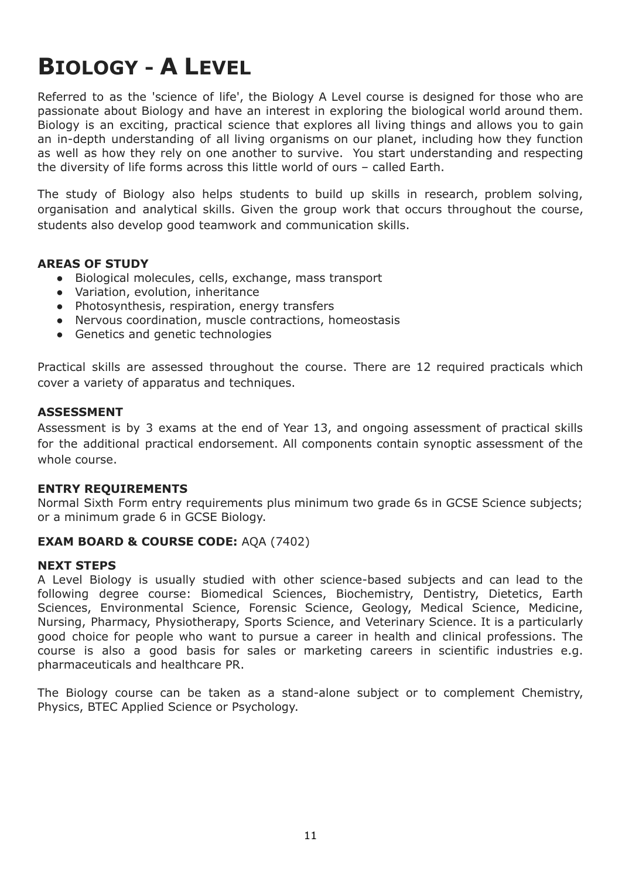# Biology - A Level

Referred to as the 'science of life', the Biology A Level course is designed for those who are passionate about Biology and have an interest in exploring the biological world around them. Biology is an exciting, practical science that explores all living things and allows you to gain an in-depth understanding of all living organisms on our planet, including how they function as well as how they rely on one another to survive. You start understanding and respecting the diversity of life forms across this little world of ours – called Earth.

The study of Biology also helps students to build up skills in research, problem solving, organisation and analytical skills. Given the group work that occurs throughout the course, students also develop good teamwork and communication skills.

**AREAS OF STUDY**

- Biological molecules, cells, exchange, mass transport
- Variation, evolution, inheritance
- Photosynthesis, respiration, energy transfers
- Nervous coordination, muscle contractions, homeostasis
- Genetics and genetic technologies

Practical skills are assessed throughout the course. There are 12 required practicals which cover a variety of apparatus and techniques.

**ASSESSMENT**

Assessment is by 3 exams at the end of Year 13, and ongoing assessment of practical skills for the additional practical endorsement. All components contain synoptic assessment of the whole course.

**ENTRY REQUIREMENTS**

Normal Sixth Form entry requirements plus minimum two grade 6s in GCSE Science subjects; or a minimum grade 6 in GCSE Biology.

**EXAM BOARD & COURSE CODE:** AQA (7402)

**NEXT STEPS**

A Level Biology is usually studied with other science-based subjects and can lead to the following degree course: Biomedical Sciences, Biochemistry, Dentistry, Dietetics, Earth Sciences, Environmental Science, Forensic Science, Geology, Medical Science, Medicine, Nursing, Pharmacy, Physiotherapy, Sports Science, and Veterinary Science. It is a particularly good choice for people who want to pursue a career in health and clinical professions. The course is also a good basis for sales or marketing careers in scientific industries e.g. pharmaceuticals and healthcare PR.

The Biology course can be taken as a stand-alone subject or to complement Chemistry, Physics, BTEC Applied Science or Psychology.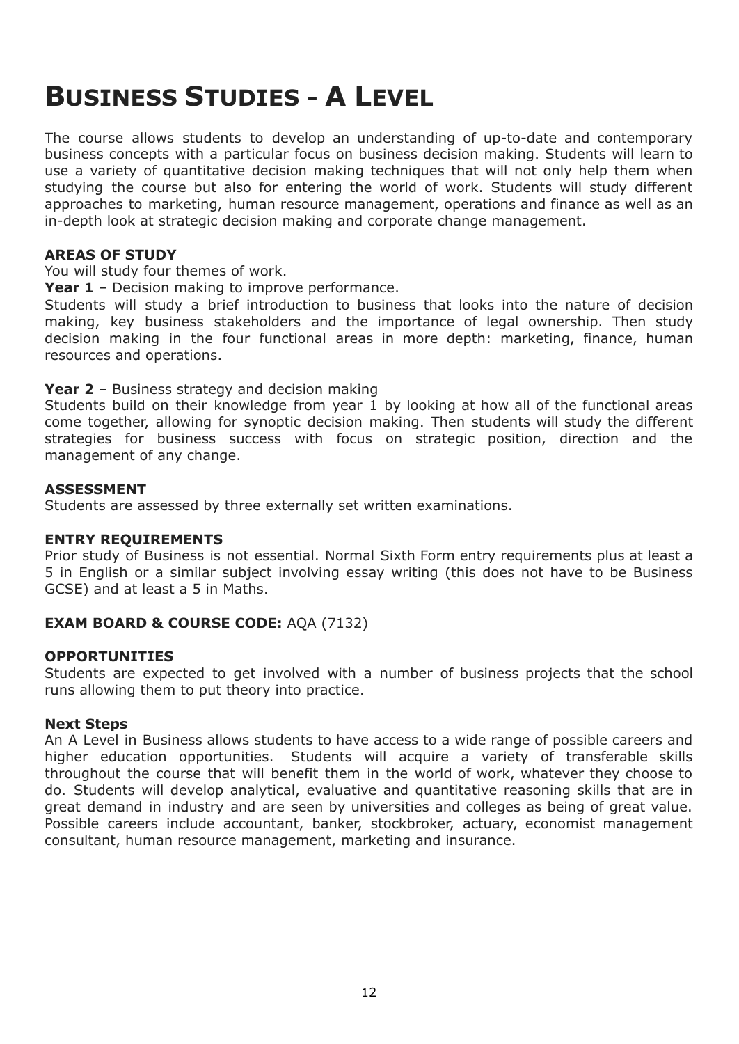# Business Studies - A Level

The course allows students to develop an understanding of up-to-date and contemporary business concepts with a particular focus on business decision making. Students will learn to use a variety of quantitative decision making techniques that will not only help them when studying the course but also for entering the world of work. Students will study different approaches to marketing, human resource management, operations and finance as well as an in-depth look at strategic decision making and corporate change management.

**AREAS OF STUDY**

You will study four themes of work.

**Year 1** – Decision making to improve performance.

Students will study a brief introduction to business that looks into the nature of decision making, key business stakeholders and the importance of legal ownership. Then study decision making in the four functional areas in more depth: marketing, finance, human resources and operations.

**Year 2** – Business strategy and decision making

Students build on their knowledge from year 1 by looking at how all of the functional areas come together, allowing for synoptic decision making. Then students will study the different strategies for business success with focus on strategic position, direction and the management of any change.

**ASSESSMENT**

Students are assessed by three externally set written examinations.

**ENTRY REQUIREMENTS**

Prior study of Business is not essential. Normal Sixth Form entry requirements plus at least a 5 in English or a similar subject involving essay writing (this does not have to be Business GCSE) and at least a 5 in Maths.

**EXAM BOARD & COURSE CODE:** AQA (7132)

**OPPORTUNITIES**

Students are expected to get involved with a number of business projects that the school runs allowing them to put theory into practice.

**Next Steps**

An A Level in Business allows students to have access to a wide range of possible careers and higher education opportunities. Students will acquire a variety of transferable skills throughout the course that will benefit them in the world of work, whatever they choose to do. Students will develop analytical, evaluative and quantitative reasoning skills that are in great demand in industry and are seen by universities and colleges as being of great value. Possible careers include accountant, banker, stockbroker, actuary, economist management consultant, human resource management, marketing and insurance.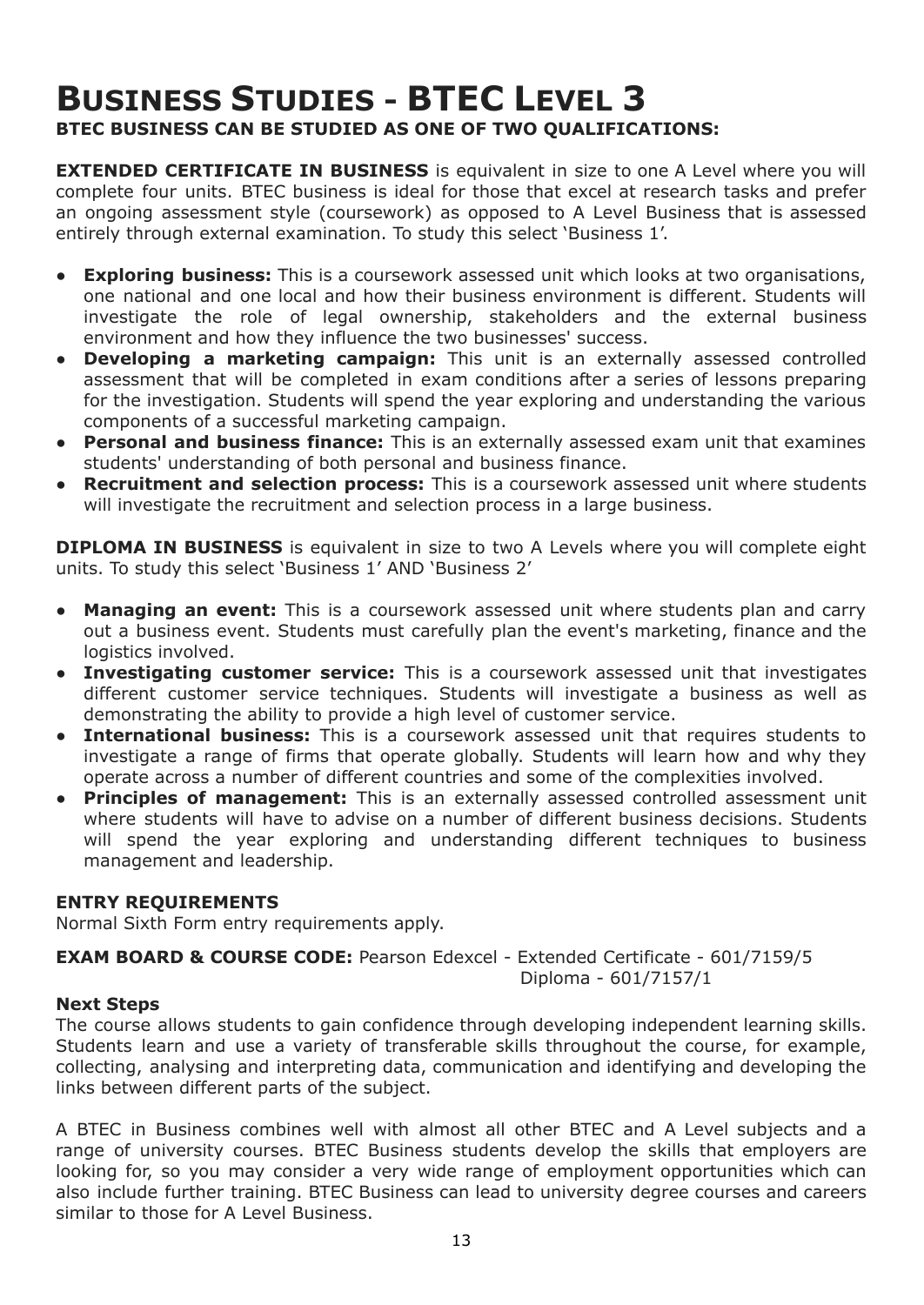# Business Studies - BTEC Level 3

**BTEC BUSINESS CAN BE STUDIED AS ONE OF TWO QUALIFICATIONS:**

**EXTENDED CERTIFICATE IN BUSINESS** is equivalent in size to one A Level where you will complete four units. BTEC business is ideal for those that excel at research tasks and prefer an ongoing assessment style (coursework) as opposed to A Level Business that is assessed entirely through external examination. To study this select 'Business 1'.

- **Exploring business:** This is a coursework assessed unit which looks at two organisations, one national and one local and how their business environment is different. Students will investigate the role of legal ownership, stakeholders and the external business environment and how they influence the two businesses' success.
- **Developing a marketing campaign:** This unit is an externally assessed controlled assessment that will be completed in exam conditions after a series of lessons preparing for the investigation. Students will spend the year exploring and understanding the various components of a successful marketing campaign.
- **Personal and business finance:** This is an externally assessed exam unit that examines students' understanding of both personal and business finance.
- **Recruitment and selection process:** This is a coursework assessed unit where students will investigate the recruitment and selection process in a large business.

**DIPLOMA IN BUSINESS** is equivalent in size to two A Levels where you will complete eight units. To study this select 'Business 1' AND 'Business 2'

- **Managing an event:** This is a coursework assessed unit where students plan and carry out a business event. Students must carefully plan the event's marketing, finance and the logistics involved.
- **Investigating customer service:** This is a coursework assessed unit that investigates different customer service techniques. Students will investigate a business as well as demonstrating the ability to provide a high level of customer service.
- **International business:** This is a coursework assessed unit that requires students to investigate a range of firms that operate globally. Students will learn how and why they operate across a number of different countries and some of the complexities involved.
- **Principles of management:** This is an externally assessed controlled assessment unit where students will have to advise on a number of different business decisions. Students will spend the year exploring and understanding different techniques to business management and leadership.

### ENTRY REQUIREMENTS

Normal Sixth Form entry requirements apply.

**EXAM BOARD & COURSE CODE:** Pearson Edexcel - Extended Certificate - 601/7159/5
Diploma - 601/7157/1

### Next Steps

The course allows students to gain confidence through developing independent learning skills. Students learn and use a variety of transferable skills throughout the course, for example, collecting, analysing and interpreting data, communication and identifying and developing the links between different parts of the subject.

A BTEC in Business combines well with almost all other BTEC and A Level subjects and a range of university courses. BTEC Business students develop the skills that employers are looking for, so you may consider a very wide range of employment opportunities which can also include further training. BTEC Business can lead to university degree courses and careers similar to those for A Level Business.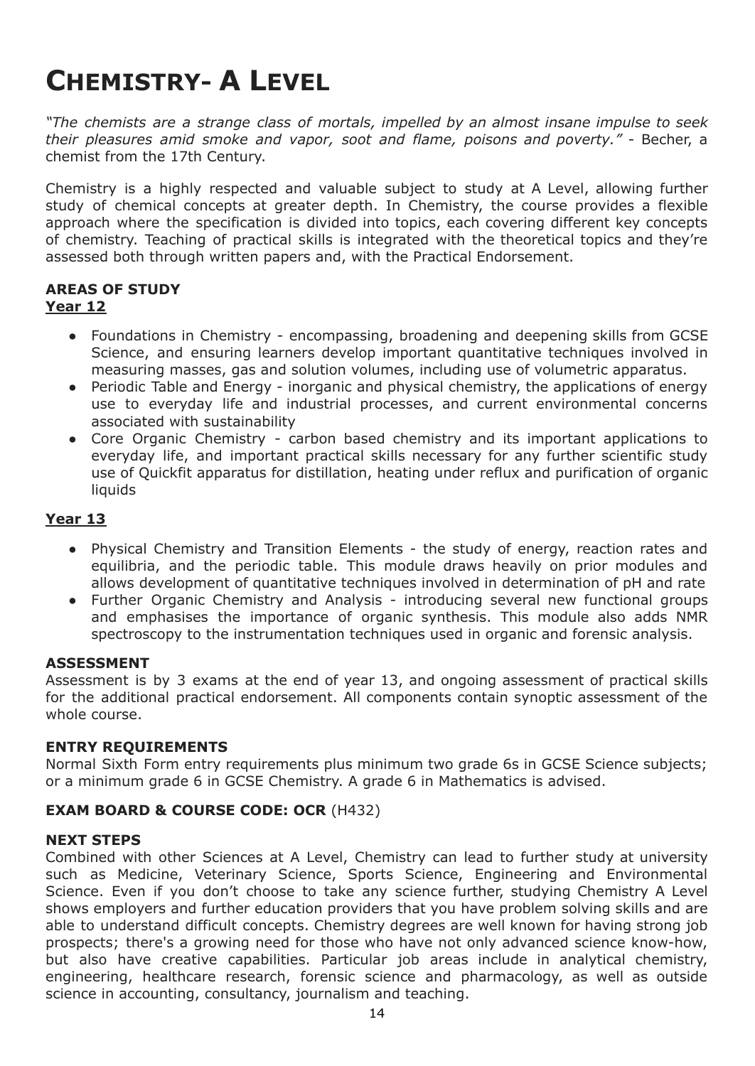# CHEMISTRY- A LEVEL

*"The chemists are a strange class of mortals, impelled by an almost insane impulse to seek their pleasures amid smoke and vapor, soot and flame, poisons and poverty."* - Becher, a chemist from the 17th Century.

Chemistry is a highly respected and valuable subject to study at A Level, allowing further study of chemical concepts at greater depth. In Chemistry, the course provides a flexible approach where the specification is divided into topics, each covering different key concepts of chemistry. Teaching of practical skills is integrated with the theoretical topics and they're assessed both through written papers and, with the Practical Endorsement.

### AREAS OF STUDY

**Year 12**

- Foundations in Chemistry - encompassing, broadening and deepening skills from GCSE Science, and ensuring learners develop important quantitative techniques involved in measuring masses, gas and solution volumes, including use of volumetric apparatus.
- Periodic Table and Energy - inorganic and physical chemistry, the applications of energy use to everyday life and industrial processes, and current environmental concerns associated with sustainability
- Core Organic Chemistry - carbon based chemistry and its important applications to everyday life, and important practical skills necessary for any further scientific study use of Quickfit apparatus for distillation, heating under reflux and purification of organic liquids

**Year 13**

- Physical Chemistry and Transition Elements - the study of energy, reaction rates and equilibria, and the periodic table. This module draws heavily on prior modules and allows development of quantitative techniques involved in determination of pH and rate
- Further Organic Chemistry and Analysis - introducing several new functional groups and emphasises the importance of organic synthesis. This module also adds NMR spectroscopy to the instrumentation techniques used in organic and forensic analysis.

### ASSESSMENT

Assessment is by 3 exams at the end of year 13, and ongoing assessment of practical skills for the additional practical endorsement. All components contain synoptic assessment of the whole course.

### ENTRY REQUIREMENTS

Normal Sixth Form entry requirements plus minimum two grade 6s in GCSE Science subjects; or a minimum grade 6 in GCSE Chemistry. A grade 6 in Mathematics is advised.

### EXAM BOARD & COURSE CODE: OCR (H432)

### NEXT STEPS

Combined with other Sciences at A Level, Chemistry can lead to further study at university such as Medicine, Veterinary Science, Sports Science, Engineering and Environmental Science. Even if you don't choose to take any science further, studying Chemistry A Level shows employers and further education providers that you have problem solving skills and are able to understand difficult concepts. Chemistry degrees are well known for having strong job prospects; there's a growing need for those who have not only advanced science know-how, but also have creative capabilities. Particular job areas include in analytical chemistry, engineering, healthcare research, forensic science and pharmacology, as well as outside science in accounting, consultancy, journalism and teaching.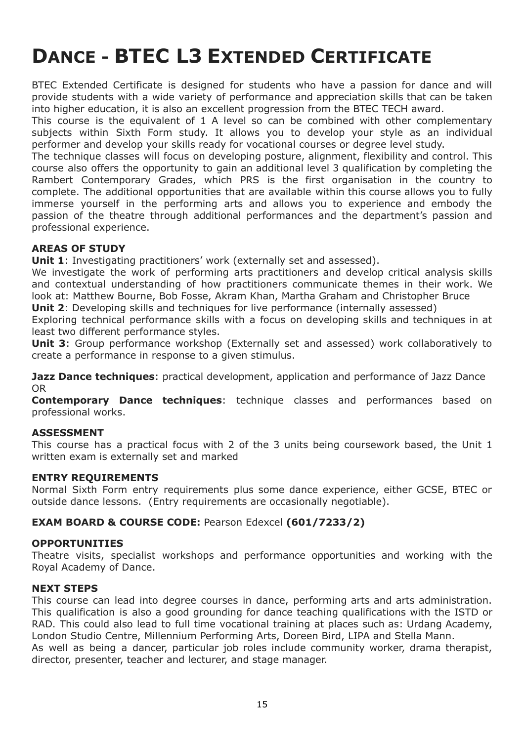# Dance - BTEC L3 Extended Certificate

BTEC Extended Certificate is designed for students who have a passion for dance and will provide students with a wide variety of performance and appreciation skills that can be taken into higher education, it is also an excellent progression from the BTEC TECH award.

This course is the equivalent of 1 A level so can be combined with other complementary subjects within Sixth Form study. It allows you to develop your style as an individual performer and develop your skills ready for vocational courses or degree level study.

The technique classes will focus on developing posture, alignment, flexibility and control. This course also offers the opportunity to gain an additional level 3 qualification by completing the Rambert Contemporary Grades, which PRS is the first organisation in the country to complete. The additional opportunities that are available within this course allows you to fully immerse yourself in the performing arts and allows you to experience and embody the passion of the theatre through additional performances and the department's passion and professional experience.

**AREAS OF STUDY**

**Unit 1**: Investigating practitioners' work (externally set and assessed).

We investigate the work of performing arts practitioners and develop critical analysis skills and contextual understanding of how practitioners communicate themes in their work. We look at: Matthew Bourne, Bob Fosse, Akram Khan, Martha Graham and Christopher Bruce

**Unit 2**: Developing skills and techniques for live performance (internally assessed)

Exploring technical performance skills with a focus on developing skills and techniques in at least two different performance styles.

**Unit 3**: Group performance workshop (Externally set and assessed) work collaboratively to create a performance in response to a given stimulus.

**Jazz Dance techniques**: practical development, application and performance of Jazz Dance
OR
**Contemporary Dance techniques**: technique classes and performances based on professional works.

**ASSESSMENT**

This course has a practical focus with 2 of the 3 units being coursework based, the Unit 1 written exam is externally set and marked

**ENTRY REQUIREMENTS**

Normal Sixth Form entry requirements plus some dance experience, either GCSE, BTEC or outside dance lessons. (Entry requirements are occasionally negotiable).

**EXAM BOARD & COURSE CODE:** Pearson Edexcel **(601/7233/2)**

**OPPORTUNITIES**

Theatre visits, specialist workshops and performance opportunities and working with the Royal Academy of Dance.

**NEXT STEPS**

This course can lead into degree courses in dance, performing arts and arts administration. This qualification is also a good grounding for dance teaching qualifications with the ISTD or RAD. This could also lead to full time vocational training at places such as: Urdang Academy, London Studio Centre, Millennium Performing Arts, Doreen Bird, LIPA and Stella Mann.

As well as being a dancer, particular job roles include community worker, drama therapist, director, presenter, teacher and lecturer, and stage manager.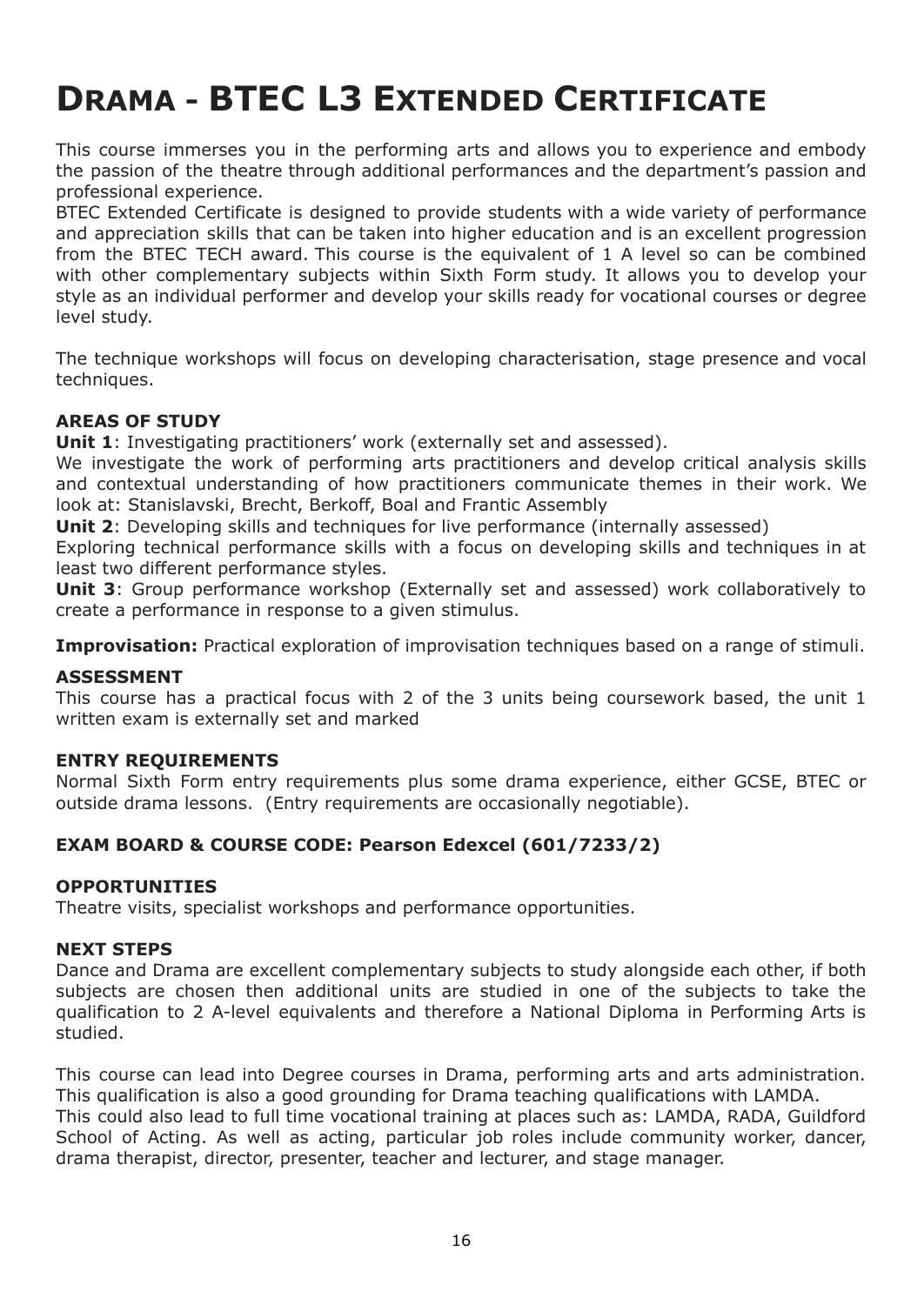# Drama - BTEC L3 Extended Certificate

This course immerses you in the performing arts and allows you to experience and embody the passion of the theatre through additional performances and the department's passion and professional experience.
BTEC Extended Certificate is designed to provide students with a wide variety of performance and appreciation skills that can be taken into higher education and is an excellent progression from the BTEC TECH award. This course is the equivalent of 1 A level so can be combined with other complementary subjects within Sixth Form study. It allows you to develop your style as an individual performer and develop your skills ready for vocational courses or degree level study.

The technique workshops will focus on developing characterisation, stage presence and vocal techniques.

**AREAS OF STUDY**

**Unit 1**: Investigating practitioners' work (externally set and assessed).
We investigate the work of performing arts practitioners and develop critical analysis skills and contextual understanding of how practitioners communicate themes in their work. We look at: Stanislavski, Brecht, Berkoff, Boal and Frantic Assembly

**Unit 2**: Developing skills and techniques for live performance (internally assessed)
Exploring technical performance skills with a focus on developing skills and techniques in at least two different performance styles.

**Unit 3**: Group performance workshop (Externally set and assessed) work collaboratively to create a performance in response to a given stimulus.

**Improvisation:** Practical exploration of improvisation techniques based on a range of stimuli.

**ASSESSMENT**

This course has a practical focus with 2 of the 3 units being coursework based, the unit 1 written exam is externally set and marked

**ENTRY REQUIREMENTS**

Normal Sixth Form entry requirements plus some drama experience, either GCSE, BTEC or outside drama lessons. (Entry requirements are occasionally negotiable).

**EXAM BOARD & COURSE CODE: Pearson Edexcel (601/7233/2)**

**OPPORTUNITIES**

Theatre visits, specialist workshops and performance opportunities.

**NEXT STEPS**

Dance and Drama are excellent complementary subjects to study alongside each other, if both subjects are chosen then additional units are studied in one of the subjects to take the qualification to 2 A-level equivalents and therefore a National Diploma in Performing Arts is studied.

This course can lead into Degree courses in Drama, performing arts and arts administration. This qualification is also a good grounding for Drama teaching qualifications with LAMDA.
This could also lead to full time vocational training at places such as: LAMDA, RADA, Guildford School of Acting. As well as acting, particular job roles include community worker, dancer, drama therapist, director, presenter, teacher and lecturer, and stage manager.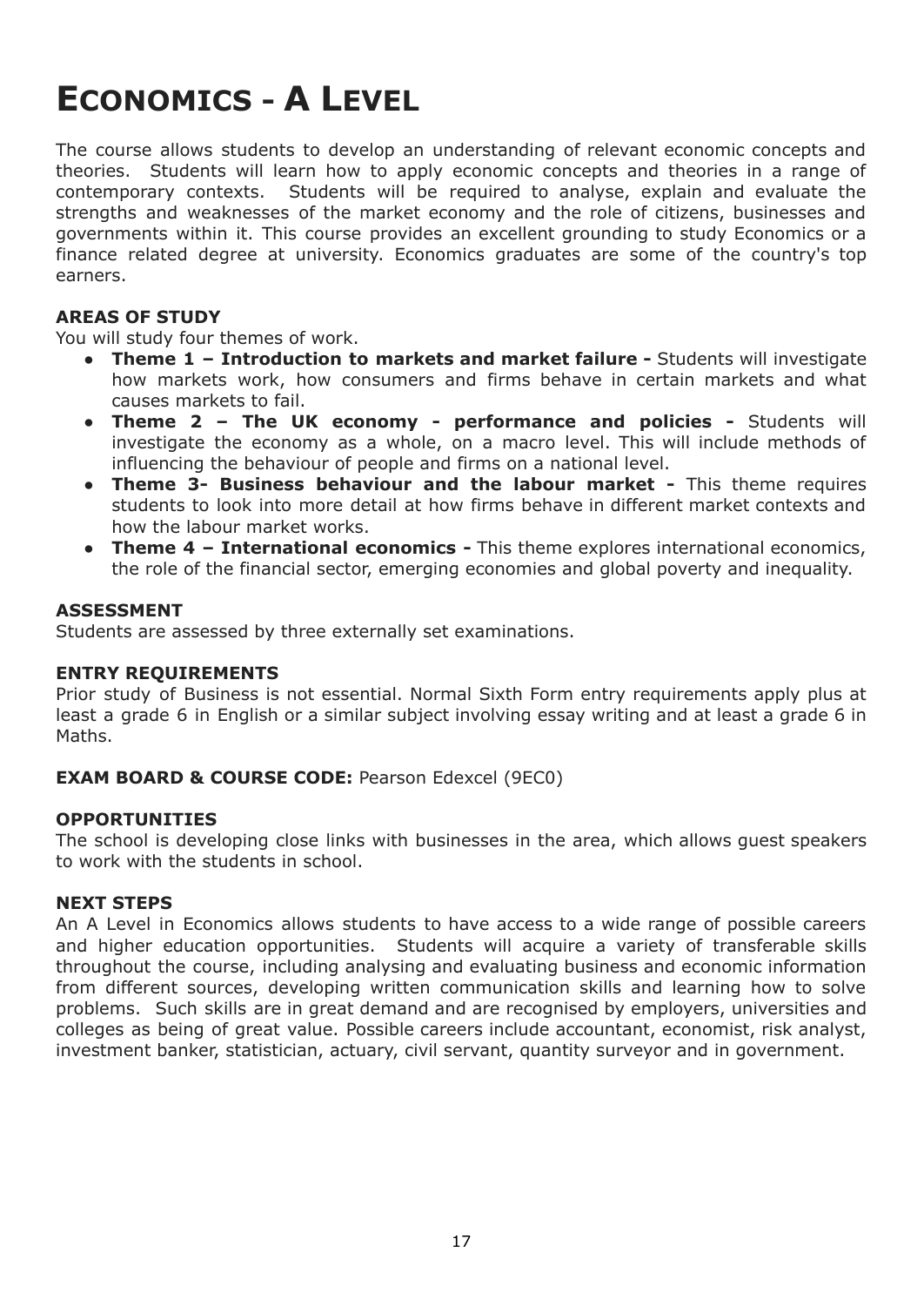# Economics - A Level

The course allows students to develop an understanding of relevant economic concepts and theories. Students will learn how to apply economic concepts and theories in a range of contemporary contexts. Students will be required to analyse, explain and evaluate the strengths and weaknesses of the market economy and the role of citizens, businesses and governments within it. This course provides an excellent grounding to study Economics or a finance related degree at university. Economics graduates are some of the country's top earners.

**AREAS OF STUDY**

You will study four themes of work.

- **Theme 1 – Introduction to markets and market failure -** Students will investigate how markets work, how consumers and firms behave in certain markets and what causes markets to fail.
- **Theme 2 – The UK economy - performance and policies -** Students will investigate the economy as a whole, on a macro level. This will include methods of influencing the behaviour of people and firms on a national level.
- **Theme 3- Business behaviour and the labour market -** This theme requires students to look into more detail at how firms behave in different market contexts and how the labour market works.
- **Theme 4 – International economics -** This theme explores international economics, the role of the financial sector, emerging economies and global poverty and inequality.

**ASSESSMENT**

Students are assessed by three externally set examinations.

**ENTRY REQUIREMENTS**

Prior study of Business is not essential. Normal Sixth Form entry requirements apply plus at least a grade 6 in English or a similar subject involving essay writing and at least a grade 6 in Maths.

**EXAM BOARD & COURSE CODE:** Pearson Edexcel (9EC0)

**OPPORTUNITIES**

The school is developing close links with businesses in the area, which allows guest speakers to work with the students in school.

**NEXT STEPS**

An A Level in Economics allows students to have access to a wide range of possible careers and higher education opportunities. Students will acquire a variety of transferable skills throughout the course, including analysing and evaluating business and economic information from different sources, developing written communication skills and learning how to solve problems. Such skills are in great demand and are recognised by employers, universities and colleges as being of great value. Possible careers include accountant, economist, risk analyst, investment banker, statistician, actuary, civil servant, quantity surveyor and in government.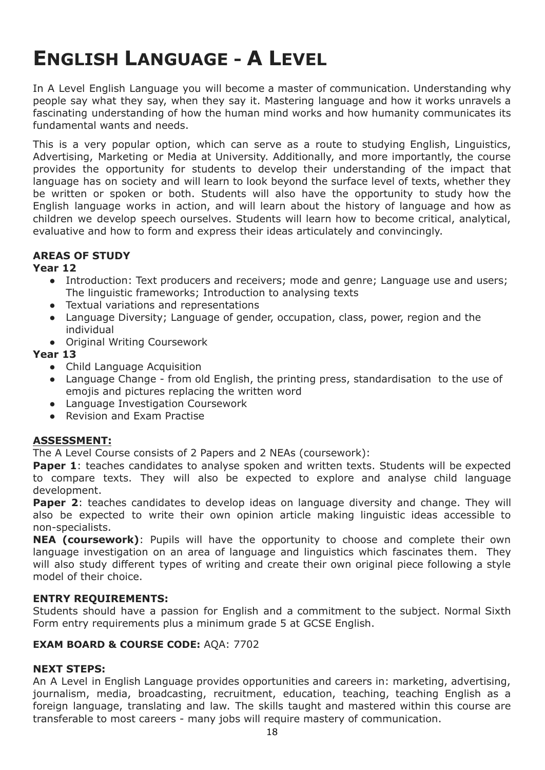# English Language - A Level

In A Level English Language you will become a master of communication. Understanding why people say what they say, when they say it. Mastering language and how it works unravels a fascinating understanding of how the human mind works and how humanity communicates its fundamental wants and needs.

This is a very popular option, which can serve as a route to studying English, Linguistics, Advertising, Marketing or Media at University. Additionally, and more importantly, the course provides the opportunity for students to develop their understanding of the impact that language has on society and will learn to look beyond the surface level of texts, whether they be written or spoken or both. Students will also have the opportunity to study how the English language works in action, and will learn about the history of language and how as children we develop speech ourselves. Students will learn how to become critical, analytical, evaluative and how to form and express their ideas articulately and convincingly.

**AREAS OF STUDY**

**Year 12**

- Introduction: Text producers and receivers; mode and genre; Language use and users; The linguistic frameworks; Introduction to analysing texts
- Textual variations and representations
- Language Diversity; Language of gender, occupation, class, power, region and the individual
- Original Writing Coursework

**Year 13**

- Child Language Acquisition
- Language Change - from old English, the printing press, standardisation to the use of emojis and pictures replacing the written word
- Language Investigation Coursework
- Revision and Exam Practise

**ASSESSMENT:**

The A Level Course consists of 2 Papers and 2 NEAs (coursework):

**Paper 1**: teaches candidates to analyse spoken and written texts. Students will be expected to compare texts. They will also be expected to explore and analyse child language development.

**Paper 2**: teaches candidates to develop ideas on language diversity and change. They will also be expected to write their own opinion article making linguistic ideas accessible to non-specialists.

**NEA (coursework)**: Pupils will have the opportunity to choose and complete their own language investigation on an area of language and linguistics which fascinates them. They will also study different types of writing and create their own original piece following a style model of their choice.

**ENTRY REQUIREMENTS:**

Students should have a passion for English and a commitment to the subject. Normal Sixth Form entry requirements plus a minimum grade 5 at GCSE English.

**EXAM BOARD & COURSE CODE:** AQA: 7702

**NEXT STEPS:**

An A Level in English Language provides opportunities and careers in: marketing, advertising, journalism, media, broadcasting, recruitment, education, teaching, teaching English as a foreign language, translating and law. The skills taught and mastered within this course are transferable to most careers - many jobs will require mastery of communication.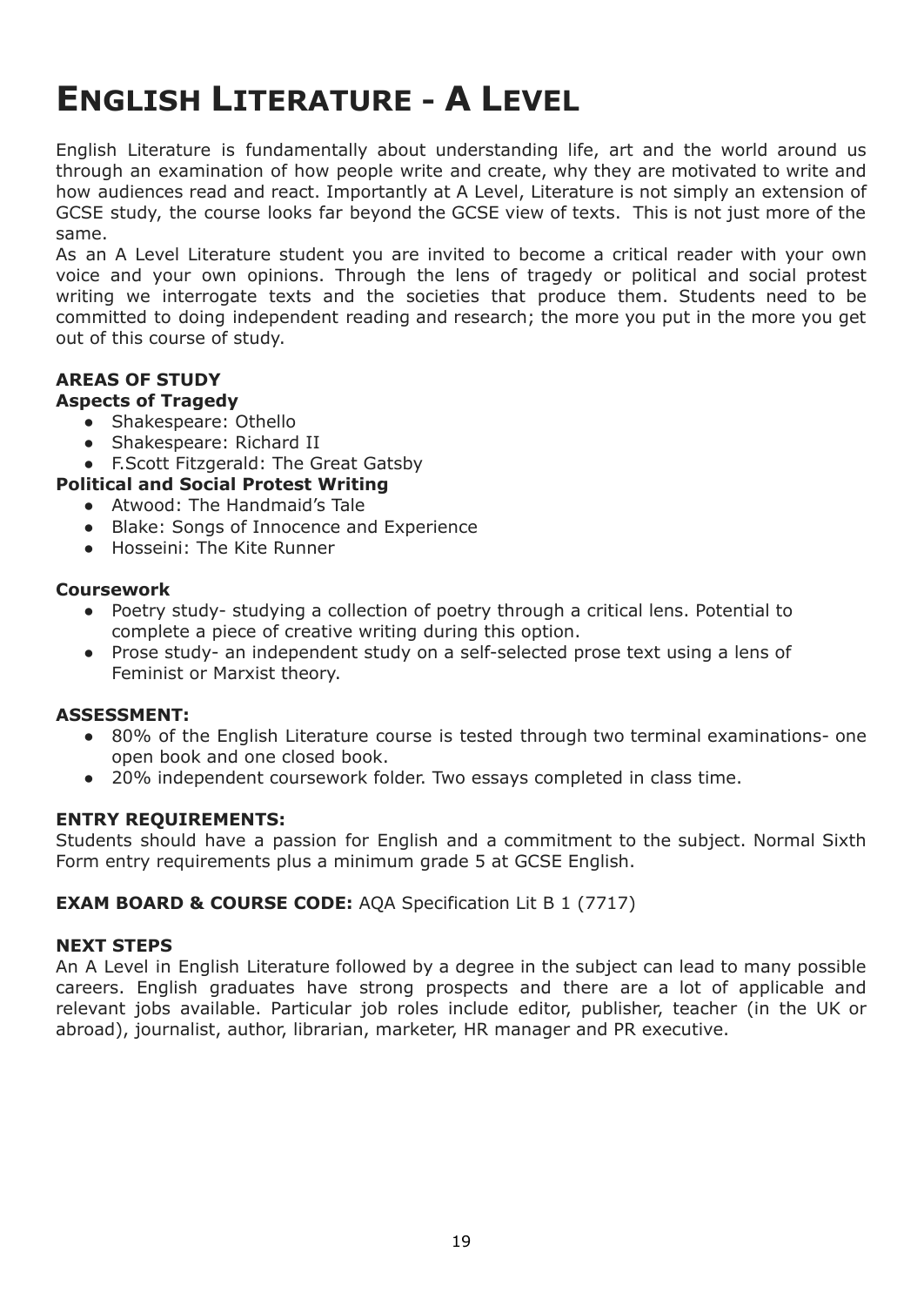# English Literature - A Level

English Literature is fundamentally about understanding life, art and the world around us through an examination of how people write and create, why they are motivated to write and how audiences read and react. Importantly at A Level, Literature is not simply an extension of GCSE study, the course looks far beyond the GCSE view of texts. This is not just more of the same.

As an A Level Literature student you are invited to become a critical reader with your own voice and your own opinions. Through the lens of tragedy or political and social protest writing we interrogate texts and the societies that produce them. Students need to be committed to doing independent reading and research; the more you put in the more you get out of this course of study.

**AREAS OF STUDY**

**Aspects of Tragedy**

- Shakespeare: Othello
- Shakespeare: Richard II
- F.Scott Fitzgerald: The Great Gatsby

**Political and Social Protest Writing**

- Atwood: The Handmaid's Tale
- Blake: Songs of Innocence and Experience
- Hosseini: The Kite Runner

**Coursework**

- Poetry study- studying a collection of poetry through a critical lens. Potential to complete a piece of creative writing during this option.
- Prose study- an independent study on a self-selected prose text using a lens of Feminist or Marxist theory.

**ASSESSMENT:**

- 80% of the English Literature course is tested through two terminal examinations- one open book and one closed book.
- 20% independent coursework folder. Two essays completed in class time.

**ENTRY REQUIREMENTS:**

Students should have a passion for English and a commitment to the subject. Normal Sixth Form entry requirements plus a minimum grade 5 at GCSE English.

**EXAM BOARD & COURSE CODE:** AQA Specification Lit B 1 (7717)

**NEXT STEPS**

An A Level in English Literature followed by a degree in the subject can lead to many possible careers. English graduates have strong prospects and there are a lot of applicable and relevant jobs available. Particular job roles include editor, publisher, teacher (in the UK or abroad), journalist, author, librarian, marketer, HR manager and PR executive.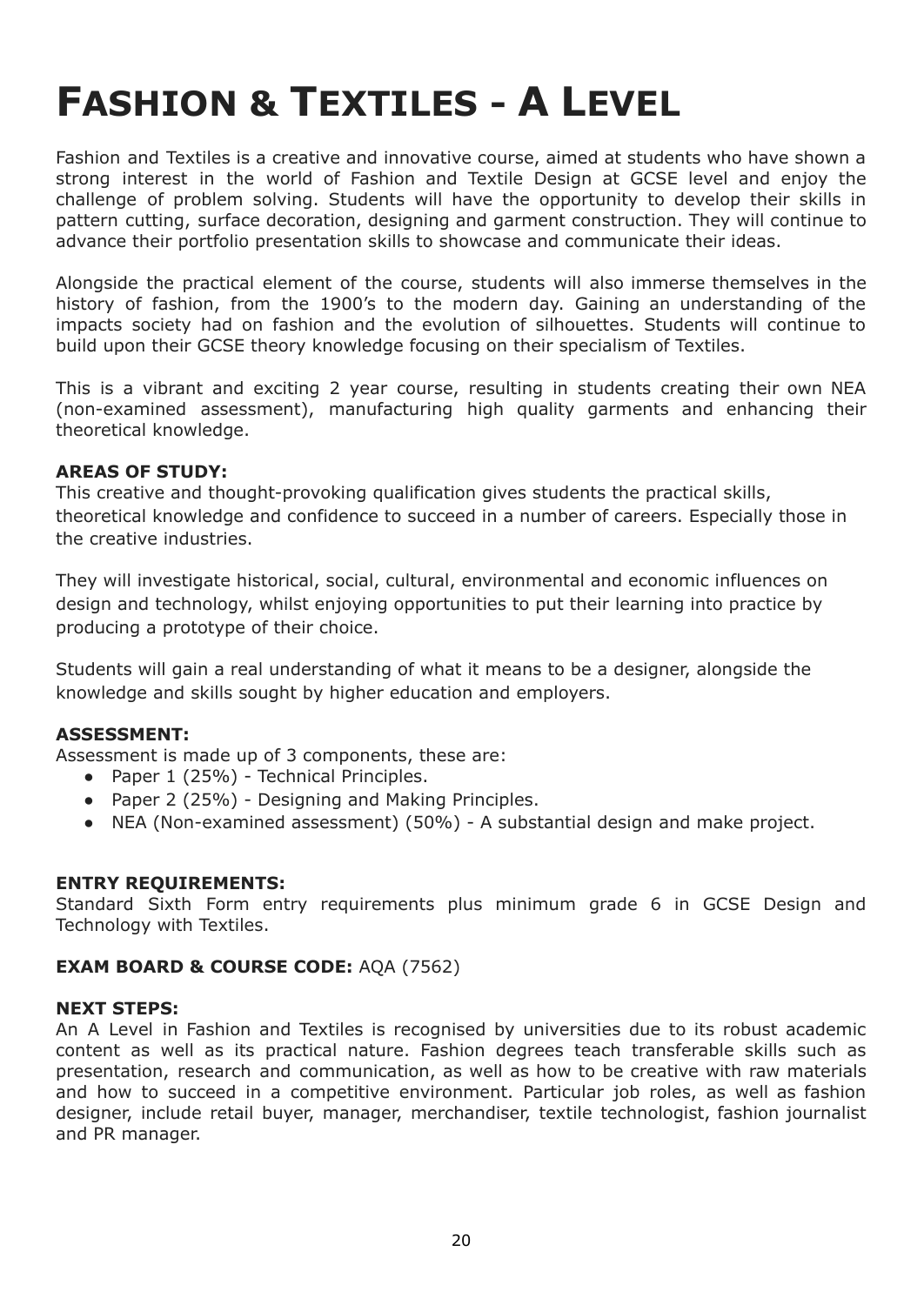# FASHION & TEXTILES - A LEVEL

Fashion and Textiles is a creative and innovative course, aimed at students who have shown a strong interest in the world of Fashion and Textile Design at GCSE level and enjoy the challenge of problem solving. Students will have the opportunity to develop their skills in pattern cutting, surface decoration, designing and garment construction. They will continue to advance their portfolio presentation skills to showcase and communicate their ideas.

Alongside the practical element of the course, students will also immerse themselves in the history of fashion, from the 1900's to the modern day. Gaining an understanding of the impacts society had on fashion and the evolution of silhouettes. Students will continue to build upon their GCSE theory knowledge focusing on their specialism of Textiles.

This is a vibrant and exciting 2 year course, resulting in students creating their own NEA (non-examined assessment), manufacturing high quality garments and enhancing their theoretical knowledge.

**AREAS OF STUDY:**

This creative and thought-provoking qualification gives students the practical skills, theoretical knowledge and confidence to succeed in a number of careers. Especially those in the creative industries.

They will investigate historical, social, cultural, environmental and economic influences on design and technology, whilst enjoying opportunities to put their learning into practice by producing a prototype of their choice.

Students will gain a real understanding of what it means to be a designer, alongside the knowledge and skills sought by higher education and employers.

**ASSESSMENT:**

Assessment is made up of 3 components, these are:

- Paper 1 (25%) - Technical Principles.
- Paper 2 (25%) - Designing and Making Principles.
- NEA (Non-examined assessment) (50%) - A substantial design and make project.

**ENTRY REQUIREMENTS:**

Standard Sixth Form entry requirements plus minimum grade 6 in GCSE Design and Technology with Textiles.

**EXAM BOARD & COURSE CODE:** AQA (7562)

**NEXT STEPS:**

An A Level in Fashion and Textiles is recognised by universities due to its robust academic content as well as its practical nature. Fashion degrees teach transferable skills such as presentation, research and communication, as well as how to be creative with raw materials and how to succeed in a competitive environment. Particular job roles, as well as fashion designer, include retail buyer, manager, merchandiser, textile technologist, fashion journalist and PR manager.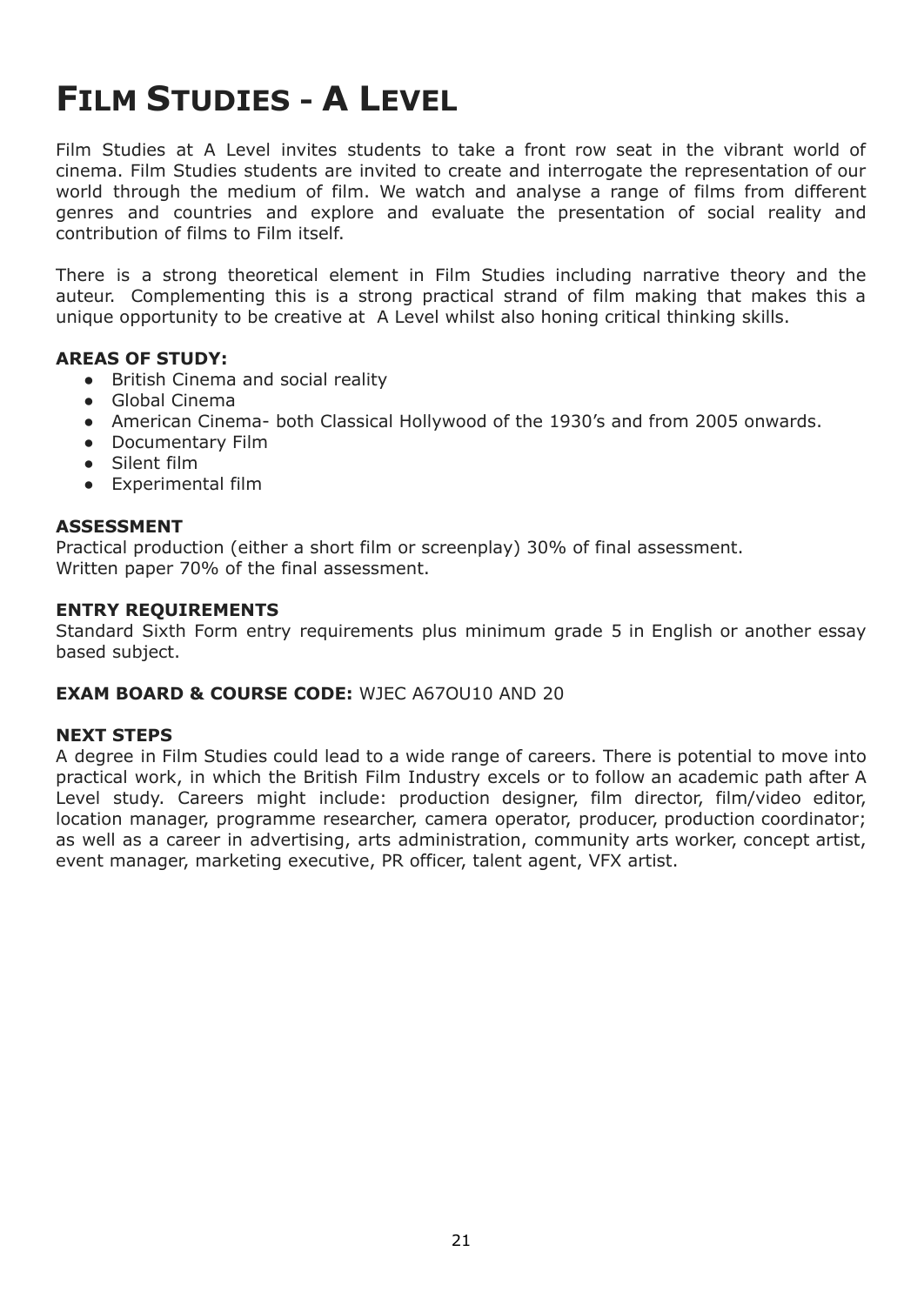# FILM STUDIES - A LEVEL

Film Studies at A Level invites students to take a front row seat in the vibrant world of cinema. Film Studies students are invited to create and interrogate the representation of our world through the medium of film. We watch and analyse a range of films from different genres and countries and explore and evaluate the presentation of social reality and contribution of films to Film itself.

There is a strong theoretical element in Film Studies including narrative theory and the auteur. Complementing this is a strong practical strand of film making that makes this a unique opportunity to be creative at A Level whilst also honing critical thinking skills.

**AREAS OF STUDY:**

- British Cinema and social reality
- Global Cinema
- American Cinema- both Classical Hollywood of the 1930's and from 2005 onwards.
- Documentary Film
- Silent film
- Experimental film

**ASSESSMENT**

Practical production (either a short film or screenplay) 30% of final assessment.
Written paper 70% of the final assessment.

**ENTRY REQUIREMENTS**

Standard Sixth Form entry requirements plus minimum grade 5 in English or another essay based subject.

**EXAM BOARD & COURSE CODE:** WJEC A67OU10 AND 20

**NEXT STEPS**

A degree in Film Studies could lead to a wide range of careers. There is potential to move into practical work, in which the British Film Industry excels or to follow an academic path after A Level study. Careers might include: production designer, film director, film/video editor, location manager, programme researcher, camera operator, producer, production coordinator; as well as a career in advertising, arts administration, community arts worker, concept artist, event manager, marketing executive, PR officer, talent agent, VFX artist.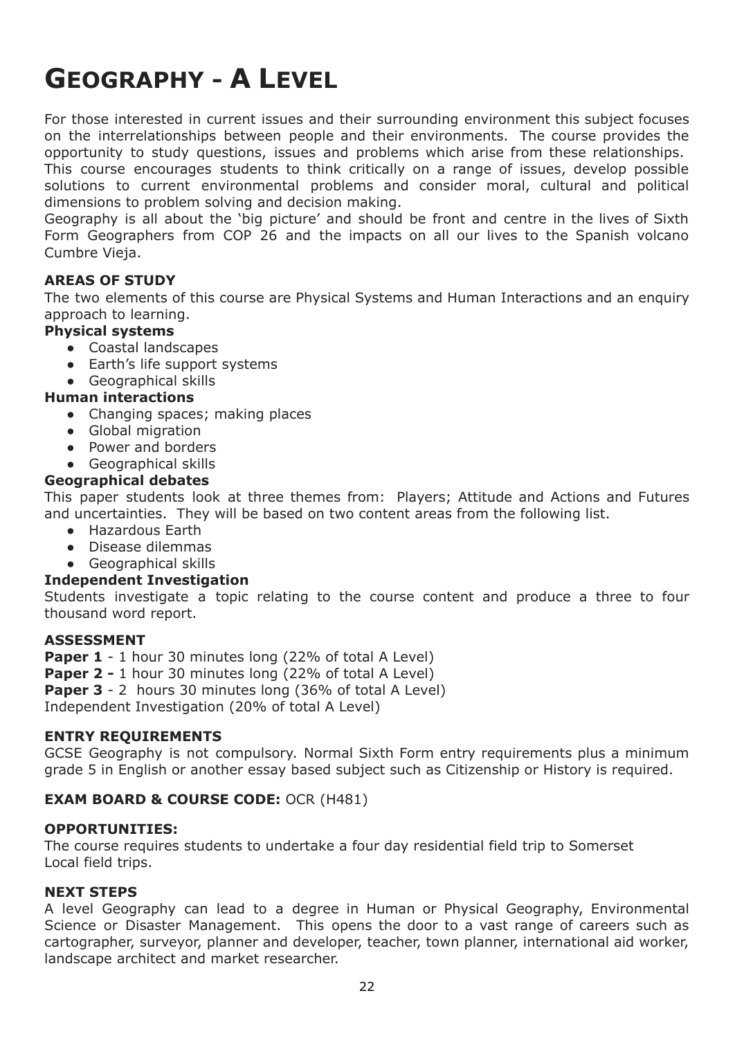# GEOGRAPHY - A LEVEL

For those interested in current issues and their surrounding environment this subject focuses on the interrelationships between people and their environments. The course provides the opportunity to study questions, issues and problems which arise from these relationships. This course encourages students to think critically on a range of issues, develop possible solutions to current environmental problems and consider moral, cultural and political dimensions to problem solving and decision making.
Geography is all about the 'big picture' and should be front and centre in the lives of Sixth Form Geographers from COP 26 and the impacts on all our lives to the Spanish volcano Cumbre Vieja.

**AREAS OF STUDY**

The two elements of this course are Physical Systems and Human Interactions and an enquiry approach to learning.

**Physical systems**

- Coastal landscapes
- Earth's life support systems
- Geographical skills

**Human interactions**

- Changing spaces; making places
- Global migration
- Power and borders
- Geographical skills

**Geographical debates**

This paper students look at three themes from: Players; Attitude and Actions and Futures and uncertainties. They will be based on two content areas from the following list.

- Hazardous Earth
- Disease dilemmas
- Geographical skills

**Independent Investigation**

Students investigate a topic relating to the course content and produce a three to four thousand word report.

**ASSESSMENT**

**Paper 1** - 1 hour 30 minutes long (22% of total A Level)
**Paper 2 -** 1 hour 30 minutes long (22% of total A Level)
**Paper 3** - 2 hours 30 minutes long (36% of total A Level)
Independent Investigation (20% of total A Level)

**ENTRY REQUIREMENTS**

GCSE Geography is not compulsory. Normal Sixth Form entry requirements plus a minimum grade 5 in English or another essay based subject such as Citizenship or History is required.

**EXAM BOARD & COURSE CODE:** OCR (H481)

**OPPORTUNITIES:**

The course requires students to undertake a four day residential field trip to Somerset
Local field trips.

**NEXT STEPS**

A level Geography can lead to a degree in Human or Physical Geography, Environmental Science or Disaster Management. This opens the door to a vast range of careers such as cartographer, surveyor, planner and developer, teacher, town planner, international aid worker, landscape architect and market researcher.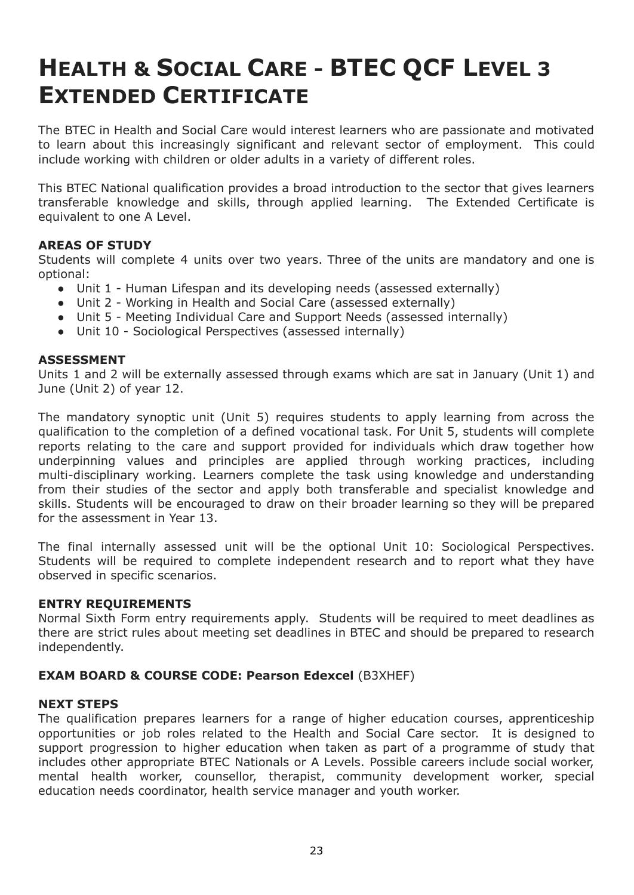# Health & Social Care - BTEC QCF Level 3 Extended Certificate

The BTEC in Health and Social Care would interest learners who are passionate and motivated to learn about this increasingly significant and relevant sector of employment. This could include working with children or older adults in a variety of different roles.

This BTEC National qualification provides a broad introduction to the sector that gives learners transferable knowledge and skills, through applied learning. The Extended Certificate is equivalent to one A Level.

**AREAS OF STUDY**

Students will complete 4 units over two years. Three of the units are mandatory and one is optional:

- Unit 1 - Human Lifespan and its developing needs (assessed externally)
- Unit 2 - Working in Health and Social Care (assessed externally)
- Unit 5 - Meeting Individual Care and Support Needs (assessed internally)
- Unit 10 - Sociological Perspectives (assessed internally)

**ASSESSMENT**

Units 1 and 2 will be externally assessed through exams which are sat in January (Unit 1) and June (Unit 2) of year 12.

The mandatory synoptic unit (Unit 5) requires students to apply learning from across the qualification to the completion of a defined vocational task. For Unit 5, students will complete reports relating to the care and support provided for individuals which draw together how underpinning values and principles are applied through working practices, including multi-disciplinary working. Learners complete the task using knowledge and understanding from their studies of the sector and apply both transferable and specialist knowledge and skills. Students will be encouraged to draw on their broader learning so they will be prepared for the assessment in Year 13.

The final internally assessed unit will be the optional Unit 10: Sociological Perspectives. Students will be required to complete independent research and to report what they have observed in specific scenarios.

**ENTRY REQUIREMENTS**

Normal Sixth Form entry requirements apply. Students will be required to meet deadlines as there are strict rules about meeting set deadlines in BTEC and should be prepared to research independently.

**EXAM BOARD & COURSE CODE: Pearson Edexcel** (B3XHEF)

**NEXT STEPS**

The qualification prepares learners for a range of higher education courses, apprenticeship opportunities or job roles related to the Health and Social Care sector. It is designed to support progression to higher education when taken as part of a programme of study that includes other appropriate BTEC Nationals or A Levels. Possible careers include social worker, mental health worker, counsellor, therapist, community development worker, special education needs coordinator, health service manager and youth worker.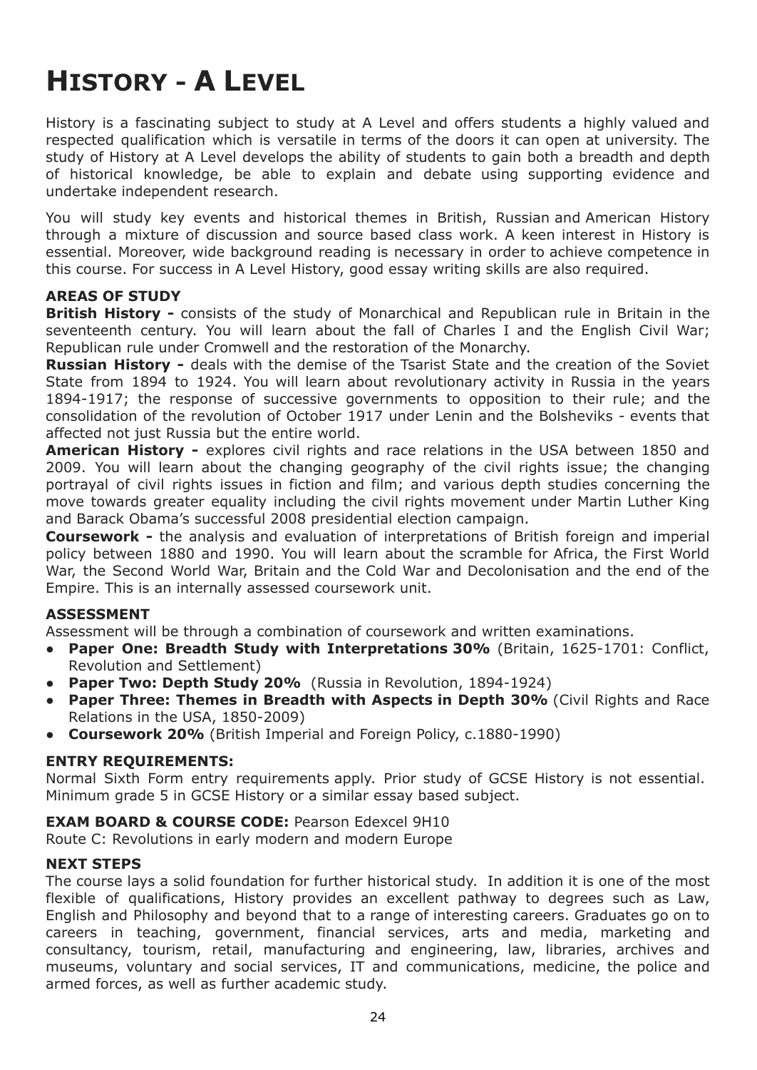# History - A Level

History is a fascinating subject to study at A Level and offers students a highly valued and respected qualification which is versatile in terms of the doors it can open at university. The study of History at A Level develops the ability of students to gain both a breadth and depth of historical knowledge, be able to explain and debate using supporting evidence and undertake independent research.

You will study key events and historical themes in British, Russian and American History through a mixture of discussion and source based class work. A keen interest in History is essential. Moreover, wide background reading is necessary in order to achieve competence in this course. For success in A Level History, good essay writing skills are also required.

### AREAS OF STUDY

**British History -** consists of the study of Monarchical and Republican rule in Britain in the seventeenth century. You will learn about the fall of Charles I and the English Civil War; Republican rule under Cromwell and the restoration of the Monarchy.

**Russian History -** deals with the demise of the Tsarist State and the creation of the Soviet State from 1894 to 1924. You will learn about revolutionary activity in Russia in the years 1894-1917; the response of successive governments to opposition to their rule; and the consolidation of the revolution of October 1917 under Lenin and the Bolsheviks - events that affected not just Russia but the entire world.

**American History -** explores civil rights and race relations in the USA between 1850 and 2009. You will learn about the changing geography of the civil rights issue; the changing portrayal of civil rights issues in fiction and film; and various depth studies concerning the move towards greater equality including the civil rights movement under Martin Luther King and Barack Obama's successful 2008 presidential election campaign.

**Coursework -** the analysis and evaluation of interpretations of British foreign and imperial policy between 1880 and 1990. You will learn about the scramble for Africa, the First World War, the Second World War, Britain and the Cold War and Decolonisation and the end of the Empire. This is an internally assessed coursework unit.

### ASSESSMENT

Assessment will be through a combination of coursework and written examinations.

- **Paper One: Breadth Study with Interpretations 30%** (Britain, 1625-1701: Conflict, Revolution and Settlement)
- **Paper Two: Depth Study 20%** (Russia in Revolution, 1894-1924)
- **Paper Three: Themes in Breadth with Aspects in Depth 30%** (Civil Rights and Race Relations in the USA, 1850-2009)
- **Coursework 20%** (British Imperial and Foreign Policy, c.1880-1990)

### ENTRY REQUIREMENTS:

Normal Sixth Form entry requirements apply. Prior study of GCSE History is not essential. Minimum grade 5 in GCSE History or a similar essay based subject.

### EXAM BOARD & COURSE CODE: Pearson Edexcel 9H10

Route C: Revolutions in early modern and modern Europe

### NEXT STEPS

The course lays a solid foundation for further historical study. In addition it is one of the most flexible of qualifications, History provides an excellent pathway to degrees such as Law, English and Philosophy and beyond that to a range of interesting careers. Graduates go on to careers in teaching, government, financial services, arts and media, marketing and consultancy, tourism, retail, manufacturing and engineering, law, libraries, archives and museums, voluntary and social services, IT and communications, medicine, the police and armed forces, as well as further academic study.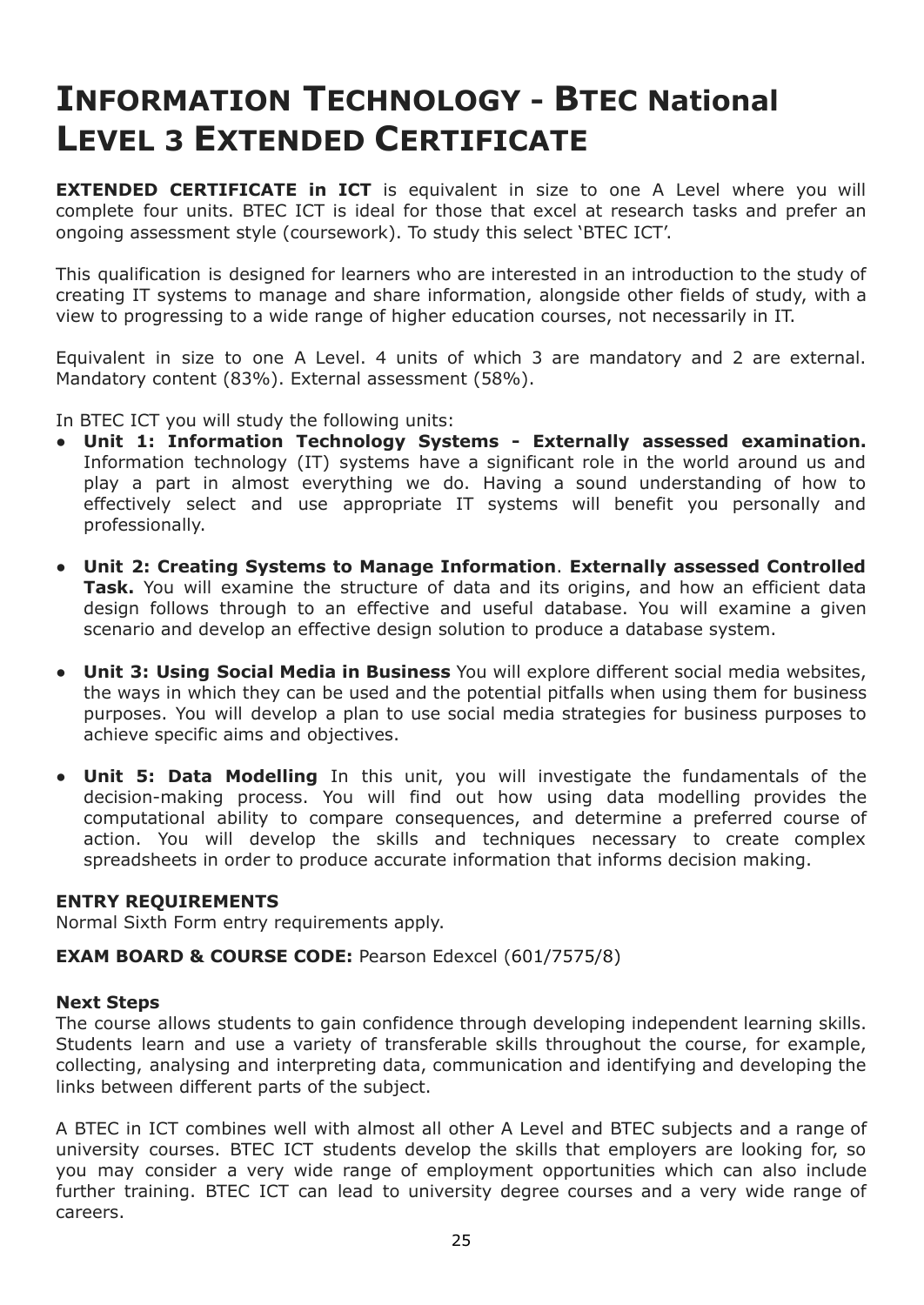# INFORMATION TECHNOLOGY - BTEC National LEVEL 3 EXTENDED CERTIFICATE

**EXTENDED CERTIFICATE in ICT** is equivalent in size to one A Level where you will complete four units. BTEC ICT is ideal for those that excel at research tasks and prefer an ongoing assessment style (coursework). To study this select 'BTEC ICT'.

This qualification is designed for learners who are interested in an introduction to the study of creating IT systems to manage and share information, alongside other fields of study, with a view to progressing to a wide range of higher education courses, not necessarily in IT.

Equivalent in size to one A Level. 4 units of which 3 are mandatory and 2 are external. Mandatory content (83%). External assessment (58%).

In BTEC ICT you will study the following units:

- **Unit 1: Information Technology Systems - Externally assessed examination.** Information technology (IT) systems have a significant role in the world around us and play a part in almost everything we do. Having a sound understanding of how to effectively select and use appropriate IT systems will benefit you personally and professionally.

- **Unit 2: Creating Systems to Manage Information**. **Externally assessed Controlled Task.** You will examine the structure of data and its origins, and how an efficient data design follows through to an effective and useful database. You will examine a given scenario and develop an effective design solution to produce a database system.

- **Unit 3: Using Social Media in Business** You will explore different social media websites, the ways in which they can be used and the potential pitfalls when using them for business purposes. You will develop a plan to use social media strategies for business purposes to achieve specific aims and objectives.

- **Unit 5: Data Modelling** In this unit, you will investigate the fundamentals of the decision-making process. You will find out how using data modelling provides the computational ability to compare consequences, and determine a preferred course of action. You will develop the skills and techniques necessary to create complex spreadsheets in order to produce accurate information that informs decision making.

**ENTRY REQUIREMENTS**

Normal Sixth Form entry requirements apply.

**EXAM BOARD & COURSE CODE:** Pearson Edexcel (601/7575/8)

**Next Steps**

The course allows students to gain confidence through developing independent learning skills. Students learn and use a variety of transferable skills throughout the course, for example, collecting, analysing and interpreting data, communication and identifying and developing the links between different parts of the subject.

A BTEC in ICT combines well with almost all other A Level and BTEC subjects and a range of university courses. BTEC ICT students develop the skills that employers are looking for, so you may consider a very wide range of employment opportunities which can also include further training. BTEC ICT can lead to university degree courses and a very wide range of careers.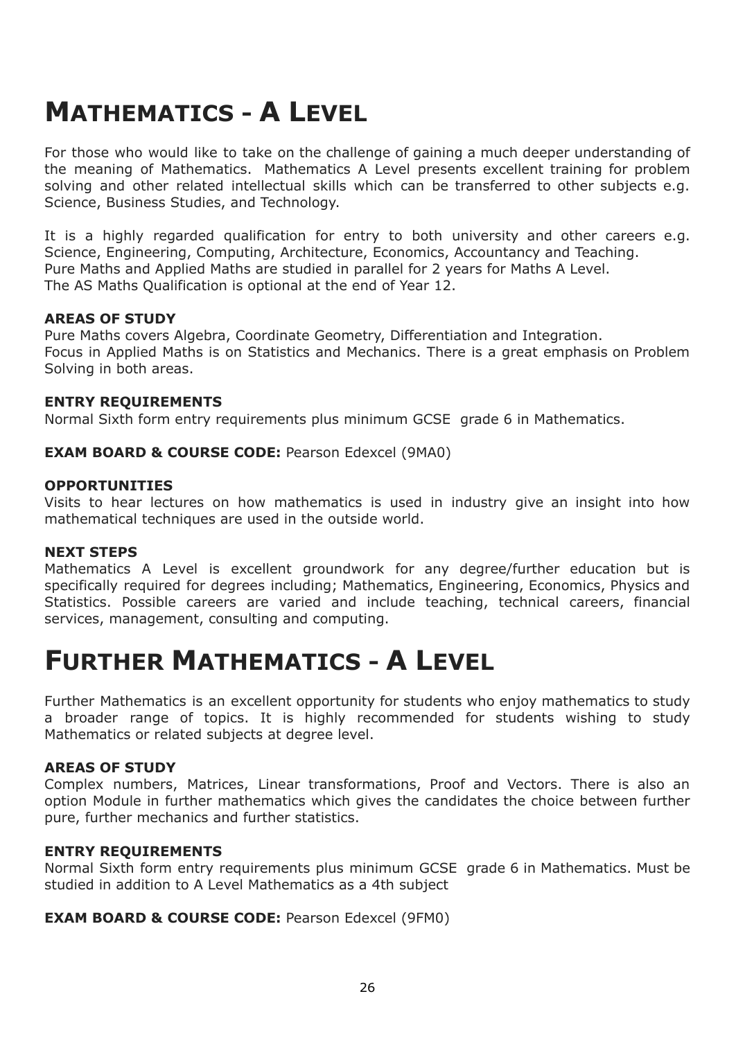# Mathematics - A Level

For those who would like to take on the challenge of gaining a much deeper understanding of the meaning of Mathematics.  Mathematics A Level presents excellent training for problem solving and other related intellectual skills which can be transferred to other subjects e.g. Science, Business Studies, and Technology.

It is a highly regarded qualification for entry to both university and other careers e.g. Science, Engineering, Computing, Architecture, Economics, Accountancy and Teaching.
Pure Maths and Applied Maths are studied in parallel for 2 years for Maths A Level.
The AS Maths Qualification is optional at the end of Year 12.

**AREAS OF STUDY**

Pure Maths covers Algebra, Coordinate Geometry, Differentiation and Integration.
Focus in Applied Maths is on Statistics and Mechanics. There is a great emphasis on Problem Solving in both areas.

**ENTRY REQUIREMENTS**

Normal Sixth form entry requirements plus minimum GCSE  grade 6 in Mathematics.

**EXAM BOARD & COURSE CODE:** Pearson Edexcel (9MA0)

**OPPORTUNITIES**

Visits to hear lectures on how mathematics is used in industry give an insight into how mathematical techniques are used in the outside world.

**NEXT STEPS**

Mathematics A Level is excellent groundwork for any degree/further education but is specifically required for degrees including; Mathematics, Engineering, Economics, Physics and Statistics. Possible careers are varied and include teaching, technical careers, financial services, management, consulting and computing.

# Further Mathematics - A Level

Further Mathematics is an excellent opportunity for students who enjoy mathematics to study a broader range of topics. It is highly recommended for students wishing to study Mathematics or related subjects at degree level.

**AREAS OF STUDY**

Complex numbers, Matrices, Linear transformations, Proof and Vectors. There is also an option Module in further mathematics which gives the candidates the choice between further pure, further mechanics and further statistics.

**ENTRY REQUIREMENTS**

Normal Sixth form entry requirements plus minimum GCSE  grade 6 in Mathematics. Must be studied in addition to A Level Mathematics as a 4th subject

**EXAM BOARD & COURSE CODE:** Pearson Edexcel (9FM0)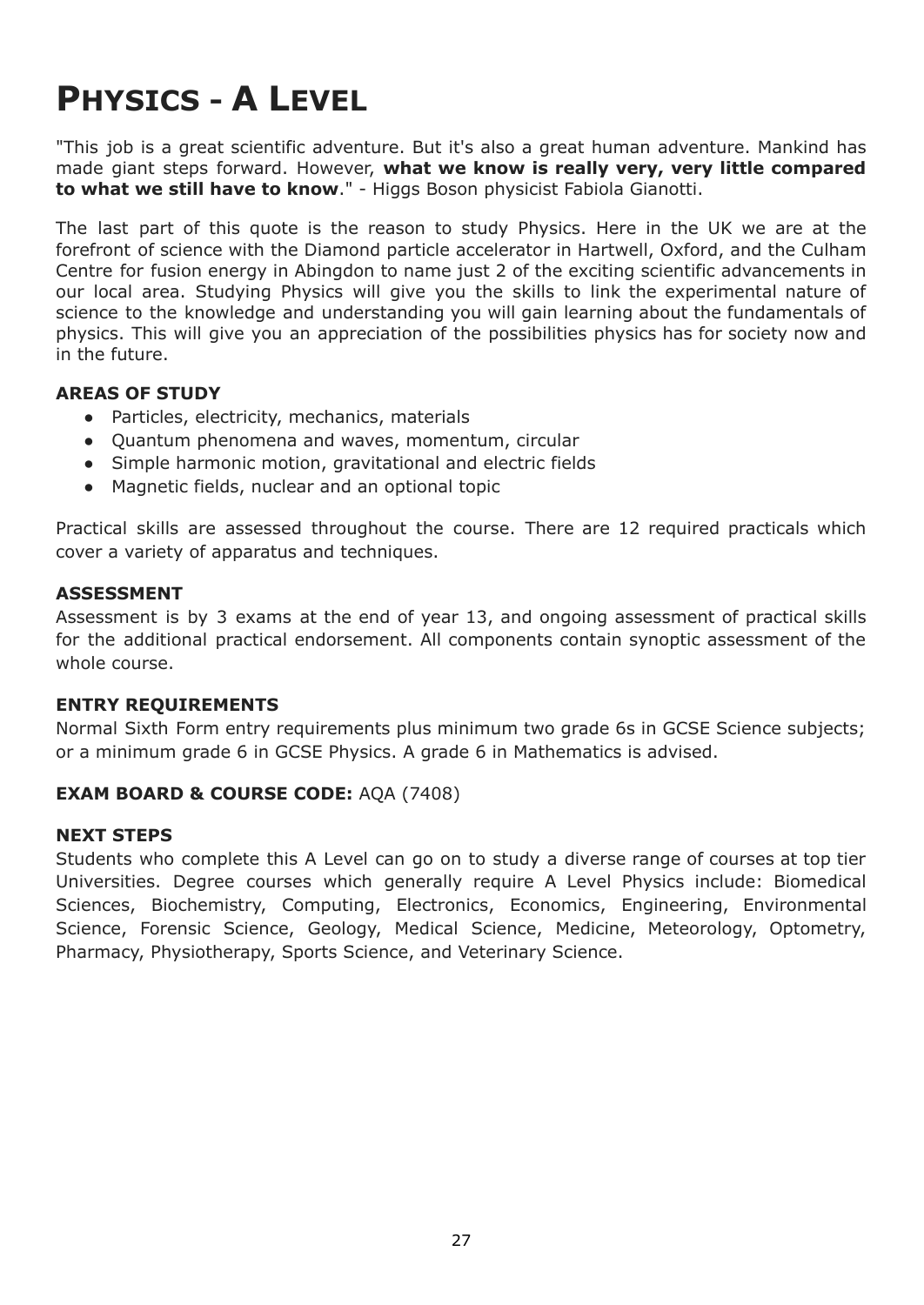# Physics - A Level

"This job is a great scientific adventure. But it's also a great human adventure. Mankind has made giant steps forward. However, **what we know is really very, very little compared to what we still have to know**." - Higgs Boson physicist Fabiola Gianotti.

The last part of this quote is the reason to study Physics. Here in the UK we are at the forefront of science with the Diamond particle accelerator in Hartwell, Oxford, and the Culham Centre for fusion energy in Abingdon to name just 2 of the exciting scientific advancements in our local area. Studying Physics will give you the skills to link the experimental nature of science to the knowledge and understanding you will gain learning about the fundamentals of physics. This will give you an appreciation of the possibilities physics has for society now and in the future.

### AREAS OF STUDY

- Particles, electricity, mechanics, materials
- Quantum phenomena and waves, momentum, circular
- Simple harmonic motion, gravitational and electric fields
- Magnetic fields, nuclear and an optional topic

Practical skills are assessed throughout the course. There are 12 required practicals which cover a variety of apparatus and techniques.

### ASSESSMENT

Assessment is by 3 exams at the end of year 13, and ongoing assessment of practical skills for the additional practical endorsement. All components contain synoptic assessment of the whole course.

### ENTRY REQUIREMENTS

Normal Sixth Form entry requirements plus minimum two grade 6s in GCSE Science subjects; or a minimum grade 6 in GCSE Physics. A grade 6 in Mathematics is advised.

**EXAM BOARD & COURSE CODE:** AQA (7408)

### NEXT STEPS

Students who complete this A Level can go on to study a diverse range of courses at top tier Universities. Degree courses which generally require A Level Physics include: Biomedical Sciences, Biochemistry, Computing, Electronics, Economics, Engineering, Environmental Science, Forensic Science, Geology, Medical Science, Medicine, Meteorology, Optometry, Pharmacy, Physiotherapy, Sports Science, and Veterinary Science.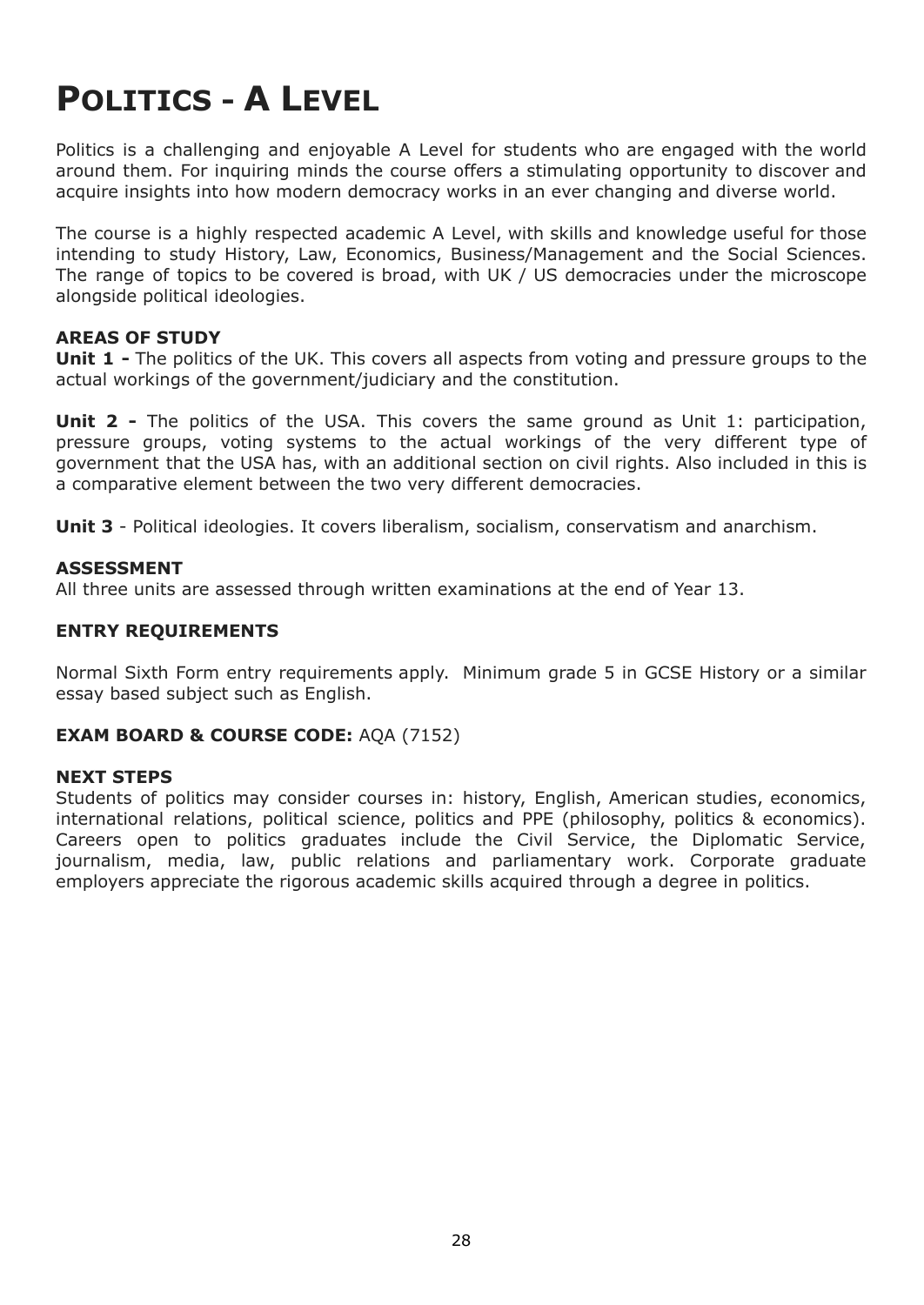# Politics - A Level

Politics is a challenging and enjoyable A Level for students who are engaged with the world around them. For inquiring minds the course offers a stimulating opportunity to discover and acquire insights into how modern democracy works in an ever changing and diverse world.

The course is a highly respected academic A Level, with skills and knowledge useful for those intending to study History, Law, Economics, Business/Management and the Social Sciences. The range of topics to be covered is broad, with UK / US democracies under the microscope alongside political ideologies.

### AREAS OF STUDY

**Unit 1 -** The politics of the UK. This covers all aspects from voting and pressure groups to the actual workings of the government/judiciary and the constitution.

**Unit 2 -** The politics of the USA. This covers the same ground as Unit 1: participation, pressure groups, voting systems to the actual workings of the very different type of government that the USA has, with an additional section on civil rights. Also included in this is a comparative element between the two very different democracies.

**Unit 3** - Political ideologies. It covers liberalism, socialism, conservatism and anarchism.

### ASSESSMENT

All three units are assessed through written examinations at the end of Year 13.

### ENTRY REQUIREMENTS

Normal Sixth Form entry requirements apply. Minimum grade 5 in GCSE History or a similar essay based subject such as English.

**EXAM BOARD & COURSE CODE:** AQA (7152)

### NEXT STEPS

Students of politics may consider courses in: history, English, American studies, economics, international relations, political science, politics and PPE (philosophy, politics & economics). Careers open to politics graduates include the Civil Service, the Diplomatic Service, journalism, media, law, public relations and parliamentary work. Corporate graduate employers appreciate the rigorous academic skills acquired through a degree in politics.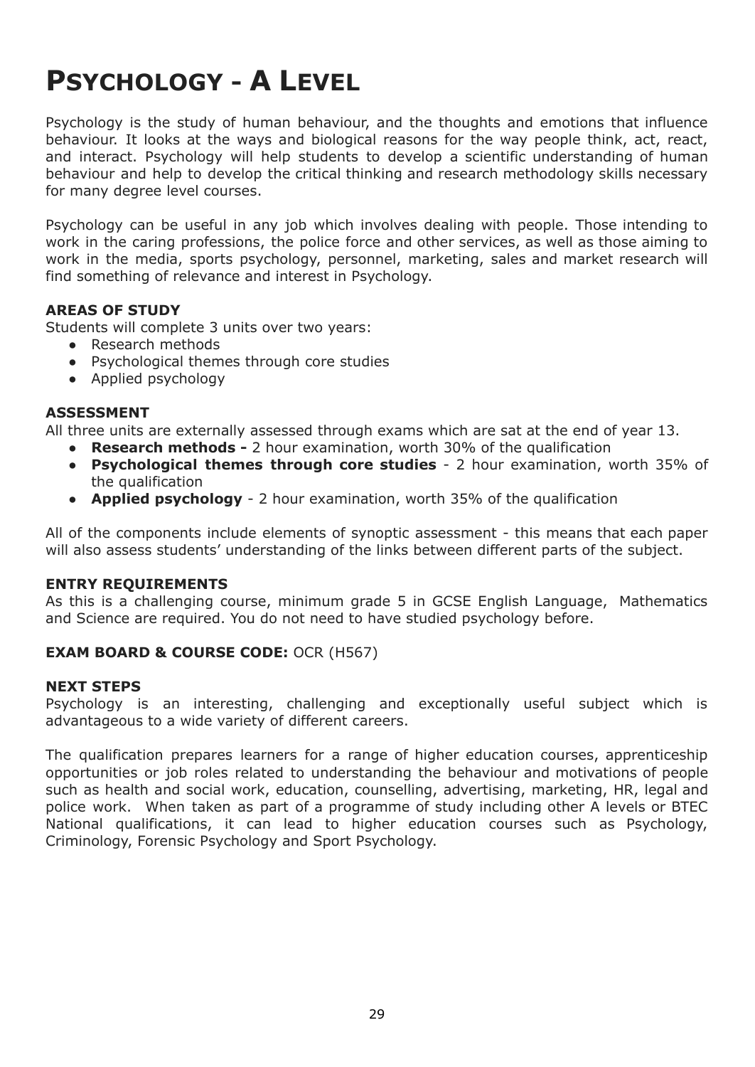# Psychology - A Level

Psychology is the study of human behaviour, and the thoughts and emotions that influence behaviour. It looks at the ways and biological reasons for the way people think, act, react, and interact. Psychology will help students to develop a scientific understanding of human behaviour and help to develop the critical thinking and research methodology skills necessary for many degree level courses.

Psychology can be useful in any job which involves dealing with people. Those intending to work in the caring professions, the police force and other services, as well as those aiming to work in the media, sports psychology, personnel, marketing, sales and market research will find something of relevance and interest in Psychology.

### AREAS OF STUDY

Students will complete 3 units over two years:

- Research methods
- Psychological themes through core studies
- Applied psychology

### ASSESSMENT

All three units are externally assessed through exams which are sat at the end of year 13.

- **Research methods -** 2 hour examination, worth 30% of the qualification
- **Psychological themes through core studies** - 2 hour examination, worth 35% of the qualification
- **Applied psychology** - 2 hour examination, worth 35% of the qualification

All of the components include elements of synoptic assessment - this means that each paper will also assess students' understanding of the links between different parts of the subject.

### ENTRY REQUIREMENTS

As this is a challenging course, minimum grade 5 in GCSE English Language, Mathematics and Science are required. You do not need to have studied psychology before.

**EXAM BOARD & COURSE CODE:** OCR (H567)

### NEXT STEPS

Psychology is an interesting, challenging and exceptionally useful subject which is advantageous to a wide variety of different careers.

The qualification prepares learners for a range of higher education courses, apprenticeship opportunities or job roles related to understanding the behaviour and motivations of people such as health and social work, education, counselling, advertising, marketing, HR, legal and police work. When taken as part of a programme of study including other A levels or BTEC National qualifications, it can lead to higher education courses such as Psychology, Criminology, Forensic Psychology and Sport Psychology.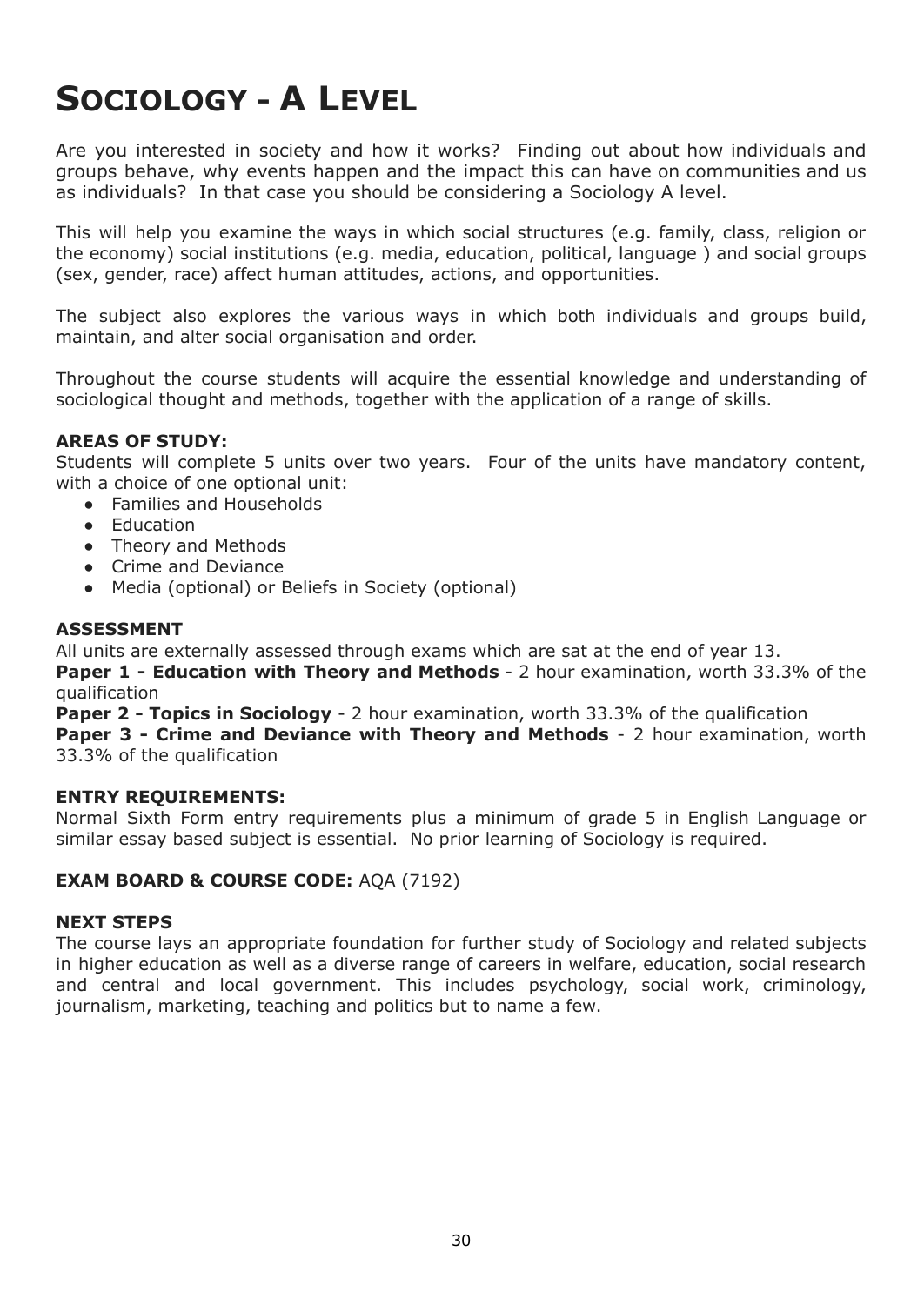# SOCIOLOGY - A LEVEL

Are you interested in society and how it works? Finding out about how individuals and groups behave, why events happen and the impact this can have on communities and us as individuals? In that case you should be considering a Sociology A level.

This will help you examine the ways in which social structures (e.g. family, class, religion or the economy) social institutions (e.g. media, education, political, language ) and social groups (sex, gender, race) affect human attitudes, actions, and opportunities.

The subject also explores the various ways in which both individuals and groups build, maintain, and alter social organisation and order.

Throughout the course students will acquire the essential knowledge and understanding of sociological thought and methods, together with the application of a range of skills.

**AREAS OF STUDY:**

Students will complete 5 units over two years. Four of the units have mandatory content, with a choice of one optional unit:

- Families and Households
- Education
- Theory and Methods
- Crime and Deviance
- Media (optional) or Beliefs in Society (optional)

**ASSESSMENT**

All units are externally assessed through exams which are sat at the end of year 13.

**Paper 1 - Education with Theory and Methods** - 2 hour examination, worth 33.3% of the qualification

**Paper 2 - Topics in Sociology** - 2 hour examination, worth 33.3% of the qualification

**Paper 3 - Crime and Deviance with Theory and Methods** - 2 hour examination, worth 33.3% of the qualification

**ENTRY REQUIREMENTS:**

Normal Sixth Form entry requirements plus a minimum of grade 5 in English Language or similar essay based subject is essential. No prior learning of Sociology is required.

**EXAM BOARD & COURSE CODE:** AQA (7192)

**NEXT STEPS**

The course lays an appropriate foundation for further study of Sociology and related subjects in higher education as well as a diverse range of careers in welfare, education, social research and central and local government. This includes psychology, social work, criminology, journalism, marketing, teaching and politics but to name a few.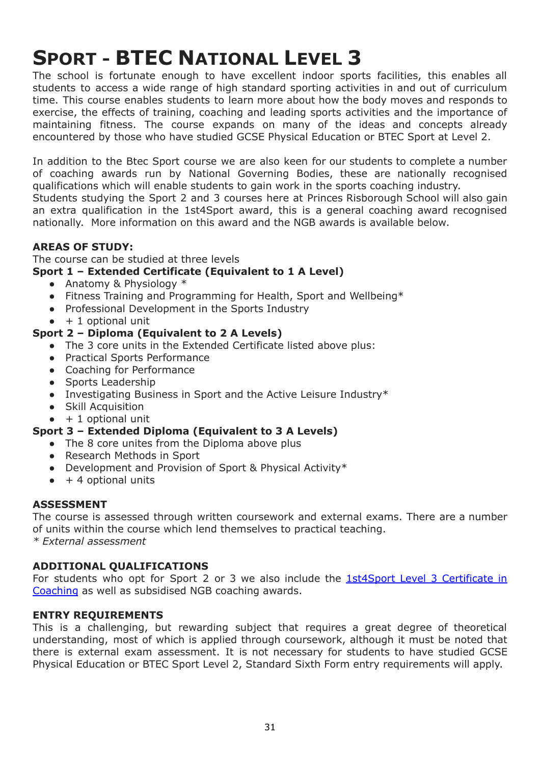# SPORT - BTEC NATIONAL LEVEL 3

The school is fortunate enough to have excellent indoor sports facilities, this enables all students to access a wide range of high standard sporting activities in and out of curriculum time. This course enables students to learn more about how the body moves and responds to exercise, the effects of training, coaching and leading sports activities and the importance of maintaining fitness. The course expands on many of the ideas and concepts already encountered by those who have studied GCSE Physical Education or BTEC Sport at Level 2.

In addition to the Btec Sport course we are also keen for our students to complete a number of coaching awards run by National Governing Bodies, these are nationally recognised qualifications which will enable students to gain work in the sports coaching industry.
Students studying the Sport 2 and 3 courses here at Princes Risborough School will also gain an extra qualification in the 1st4Sport award, this is a general coaching award recognised nationally. More information on this award and the NGB awards is available below.

**AREAS OF STUDY:**

The course can be studied at three levels

**Sport 1 – Extended Certificate (Equivalent to 1 A Level)**

- Anatomy & Physiology *
- Fitness Training and Programming for Health, Sport and Wellbeing*
- Professional Development in the Sports Industry
- + 1 optional unit

**Sport 2 – Diploma (Equivalent to 2 A Levels)**

- The 3 core units in the Extended Certificate listed above plus:
- Practical Sports Performance
- Coaching for Performance
- Sports Leadership
- Investigating Business in Sport and the Active Leisure Industry*
- Skill Acquisition
- + 1 optional unit

**Sport 3 – Extended Diploma (Equivalent to 3 A Levels)**

- The 8 core unites from the Diploma above plus
- Research Methods in Sport
- Development and Provision of Sport & Physical Activity*
- + 4 optional units

**ASSESSMENT**

The course is assessed through written coursework and external exams. There are a number of units within the course which lend themselves to practical teaching.
*\* External assessment*

**ADDITIONAL QUALIFICATIONS**

For students who opt for Sport 2 or 3 we also include the [1st4Sport Level 3 Certificate in Coaching]() as well as subsidised NGB coaching awards.

**ENTRY REQUIREMENTS**

This is a challenging, but rewarding subject that requires a great degree of theoretical understanding, most of which is applied through coursework, although it must be noted that there is external exam assessment. It is not necessary for students to have studied GCSE Physical Education or BTEC Sport Level 2, Standard Sixth Form entry requirements will apply.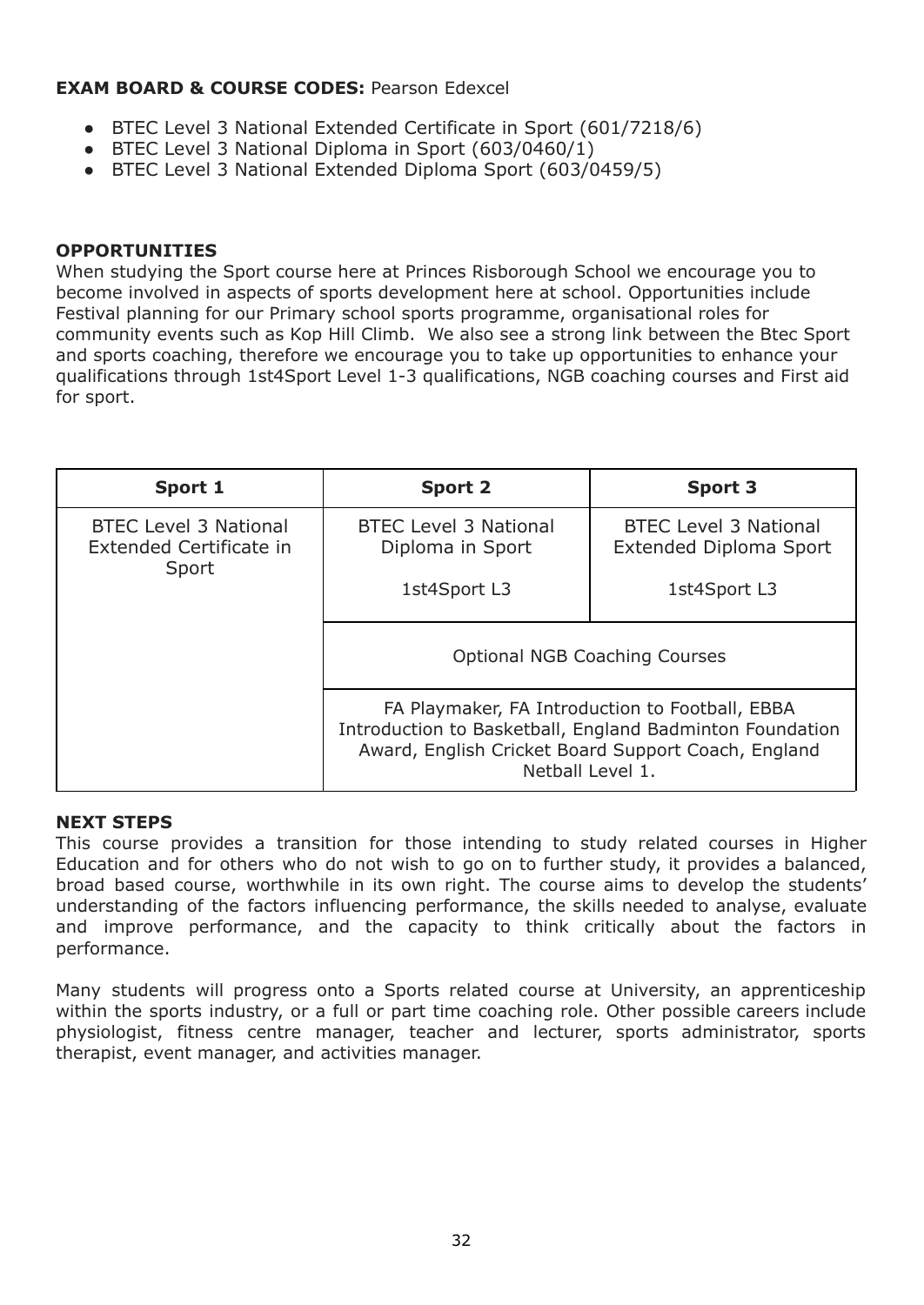**EXAM BOARD & COURSE CODES:** Pearson Edexcel

- BTEC Level 3 National Extended Certificate in Sport (601/7218/6)
- BTEC Level 3 National Diploma in Sport (603/0460/1)
- BTEC Level 3 National Extended Diploma Sport (603/0459/5)

**OPPORTUNITIES**

When studying the Sport course here at Princes Risborough School we encourage you to become involved in aspects of sports development here at school. Opportunities include Festival planning for our Primary school sports programme, organisational roles for community events such as Kop Hill Climb. We also see a strong link between the Btec Sport and sports coaching, therefore we encourage you to take up opportunities to enhance your qualifications through 1st4Sport Level 1-3 qualifications, NGB coaching courses and First aid for sport.

| Sport 1 | Sport 2 | Sport 3 |
| --- | --- | --- |
| BTEC Level 3 National Extended Certificate in Sport | BTEC Level 3 National Diploma in Sport<br><br>1st4Sport L3 | BTEC Level 3 National Extended Diploma Sport<br><br>1st4Sport L3 |
| | Optional NGB Coaching Courses | |
| | FA Playmaker, FA Introduction to Football, EBBA Introduction to Basketball, England Badminton Foundation Award, English Cricket Board Support Coach, England Netball Level 1. | |

**NEXT STEPS**

This course provides a transition for those intending to study related courses in Higher Education and for others who do not wish to go on to further study, it provides a balanced, broad based course, worthwhile in its own right. The course aims to develop the students' understanding of the factors influencing performance, the skills needed to analyse, evaluate and improve performance, and the capacity to think critically about the factors in performance.

Many students will progress onto a Sports related course at University, an apprenticeship within the sports industry, or a full or part time coaching role. Other possible careers include physiologist, fitness centre manager, teacher and lecturer, sports administrator, sports therapist, event manager, and activities manager.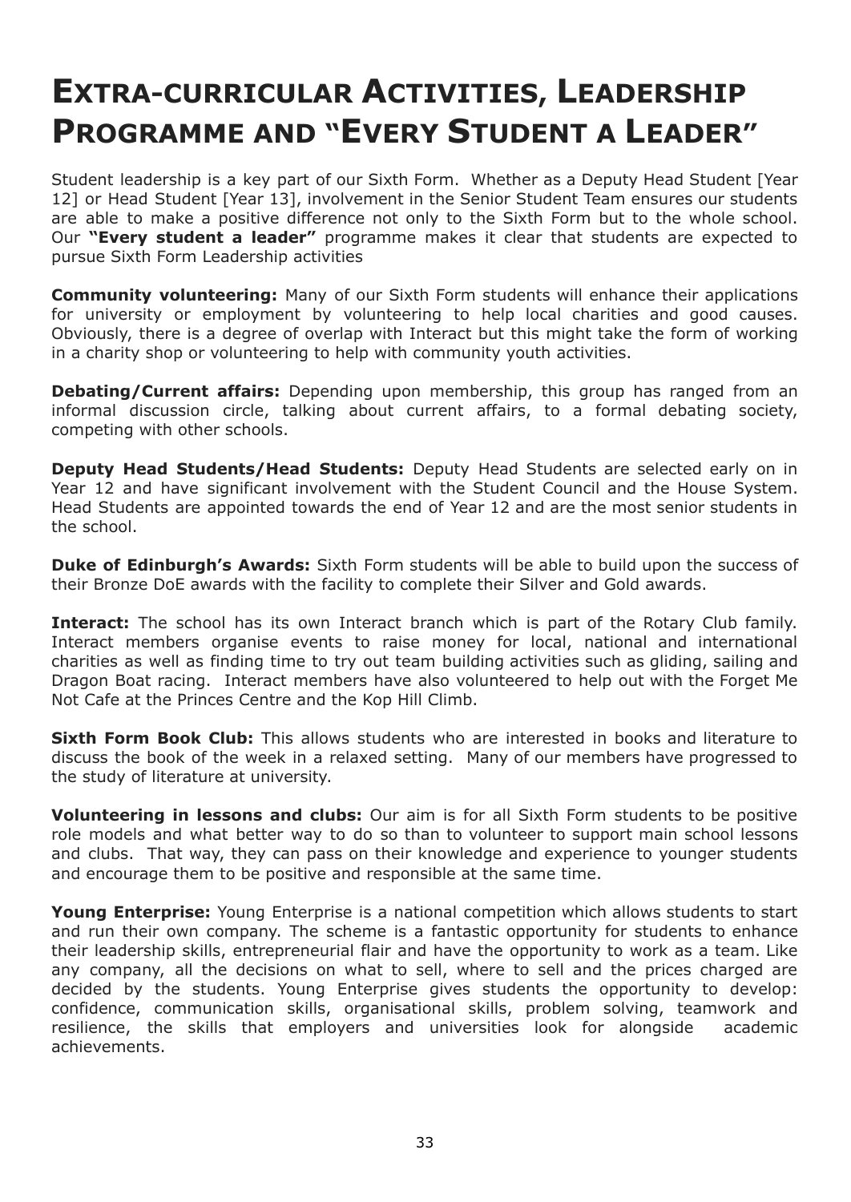# Extra-curricular Activities, Leadership Programme and "Every Student a Leader"

Student leadership is a key part of our Sixth Form. Whether as a Deputy Head Student [Year 12] or Head Student [Year 13], involvement in the Senior Student Team ensures our students are able to make a positive difference not only to the Sixth Form but to the whole school. Our **"Every student a leader"** programme makes it clear that students are expected to pursue Sixth Form Leadership activities

**Community volunteering:** Many of our Sixth Form students will enhance their applications for university or employment by volunteering to help local charities and good causes. Obviously, there is a degree of overlap with Interact but this might take the form of working in a charity shop or volunteering to help with community youth activities.

**Debating/Current affairs:** Depending upon membership, this group has ranged from an informal discussion circle, talking about current affairs, to a formal debating society, competing with other schools.

**Deputy Head Students/Head Students:** Deputy Head Students are selected early on in Year 12 and have significant involvement with the Student Council and the House System. Head Students are appointed towards the end of Year 12 and are the most senior students in the school.

**Duke of Edinburgh's Awards:** Sixth Form students will be able to build upon the success of their Bronze DoE awards with the facility to complete their Silver and Gold awards.

**Interact:** The school has its own Interact branch which is part of the Rotary Club family. Interact members organise events to raise money for local, national and international charities as well as finding time to try out team building activities such as gliding, sailing and Dragon Boat racing. Interact members have also volunteered to help out with the Forget Me Not Cafe at the Princes Centre and the Kop Hill Climb.

**Sixth Form Book Club:** This allows students who are interested in books and literature to discuss the book of the week in a relaxed setting. Many of our members have progressed to the study of literature at university.

**Volunteering in lessons and clubs:** Our aim is for all Sixth Form students to be positive role models and what better way to do so than to volunteer to support main school lessons and clubs. That way, they can pass on their knowledge and experience to younger students and encourage them to be positive and responsible at the same time.

**Young Enterprise:** Young Enterprise is a national competition which allows students to start and run their own company. The scheme is a fantastic opportunity for students to enhance their leadership skills, entrepreneurial flair and have the opportunity to work as a team. Like any company, all the decisions on what to sell, where to sell and the prices charged are decided by the students. Young Enterprise gives students the opportunity to develop: confidence, communication skills, organisational skills, problem solving, teamwork and resilience, the skills that employers and universities look for alongside academic achievements.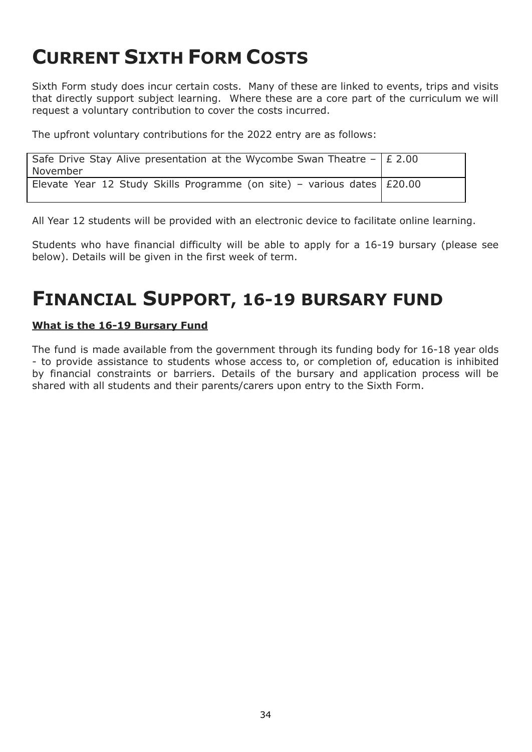# Current Sixth Form Costs

Sixth Form study does incur certain costs. Many of these are linked to events, trips and visits that directly support subject learning. Where these are a core part of the curriculum we will request a voluntary contribution to cover the costs incurred.

The upfront voluntary contributions for the 2022 entry are as follows:

| | |
|---|---|
| Safe Drive Stay Alive presentation at the Wycombe Swan Theatre – November | £ 2.00 |
| Elevate Year 12 Study Skills Programme (on site) – various dates | £20.00 |

All Year 12 students will be provided with an electronic device to facilitate online learning.

Students who have financial difficulty will be able to apply for a 16-19 bursary (please see below). Details will be given in the first week of term.

# Financial Support, 16-19 Bursary Fund

**What is the 16-19 Bursary Fund**

The fund is made available from the government through its funding body for 16-18 year olds - to provide assistance to students whose access to, or completion of, education is inhibited by financial constraints or barriers. Details of the bursary and application process will be shared with all students and their parents/carers upon entry to the Sixth Form.